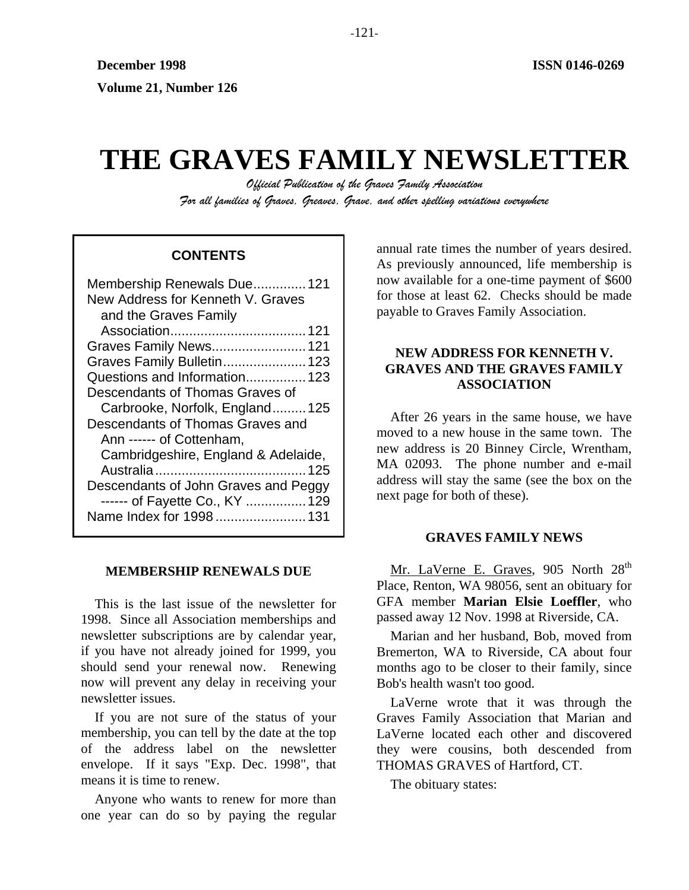December 1998 ISSN 0146-0269

Volume 21, Number 126

# THE GRAVES FAMILY NEWSLETTER

*Official Publication of the Graves Family Association*

*For all families of Graves, Greaves, Grave, and other spelling variations everywhere*

**CONTENTS**

Membership Renewals Due.............. 121
New Address for Kenneth V. Graves and the Graves Family Association.................................... 121
Graves Family News......................... 121
Graves Family Bulletin...................... 123
Questions and Information................ 123
Descendants of Thomas Graves of Carbrooke, Norfolk, England......... 125
Descendants of Thomas Graves and Ann ------ of Cottenham, Cambridgeshire, England & Adelaide, Australia........................................ 125
Descendants of John Graves and Peggy ------ of Fayette Co., KY ................ 129
Name Index for 1998........................ 131

## MEMBERSHIP RENEWALS DUE

This is the last issue of the newsletter for 1998. Since all Association memberships and newsletter subscriptions are by calendar year, if you have not already joined for 1999, you should send your renewal now. Renewing now will prevent any delay in receiving your newsletter issues.

If you are not sure of the status of your membership, you can tell by the date at the top of the address label on the newsletter envelope. If it says "Exp. Dec. 1998", that means it is time to renew.

Anyone who wants to renew for more than one year can do so by paying the regular annual rate times the number of years desired. As previously announced, life membership is now available for a one-time payment of $600 for those at least 62. Checks should be made payable to Graves Family Association.

## NEW ADDRESS FOR KENNETH V. GRAVES AND THE GRAVES FAMILY ASSOCIATION

After 26 years in the same house, we have moved to a new house in the same town. The new address is 20 Binney Circle, Wrentham, MA 02093. The phone number and e-mail address will stay the same (see the box on the next page for both of these).

## GRAVES FAMILY NEWS

Mr. LaVerne E. Graves, 905 North 28th Place, Renton, WA 98056, sent an obituary for GFA member **Marian Elsie Loeffler**, who passed away 12 Nov. 1998 at Riverside, CA.

Marian and her husband, Bob, moved from Bremerton, WA to Riverside, CA about four months ago to be closer to their family, since Bob's health wasn't too good.

LaVerne wrote that it was through the Graves Family Association that Marian and LaVerne located each other and discovered they were cousins, both descended from THOMAS GRAVES of Hartford, CT.

The obituary states: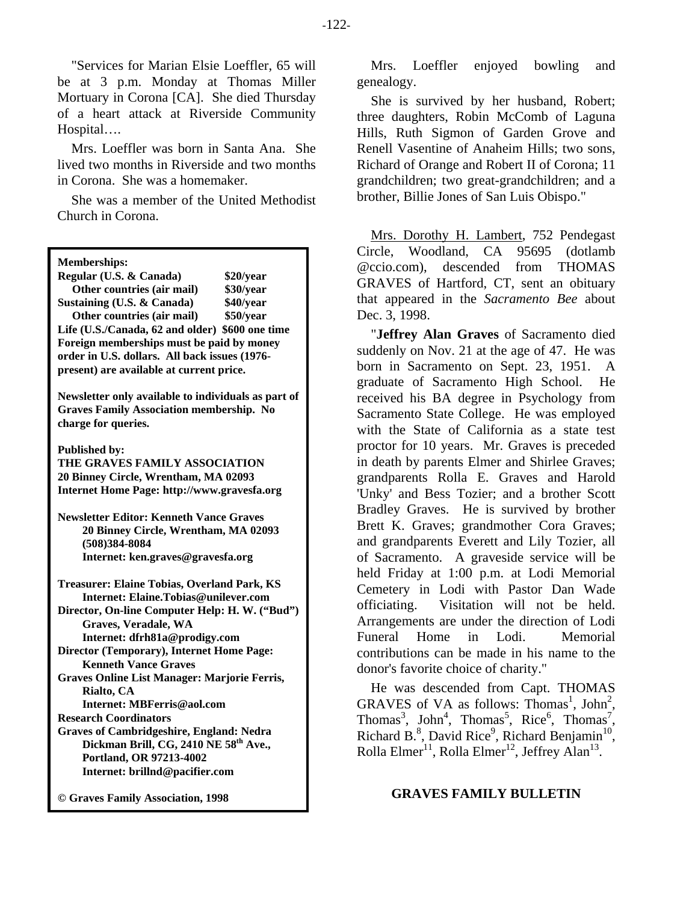"Services for Marian Elsie Loeffler, 65 will be at 3 p.m. Monday at Thomas Miller Mortuary in Corona [CA]. She died Thursday of a heart attack at Riverside Community Hospital….

Mrs. Loeffler was born in Santa Ana. She lived two months in Riverside and two months in Corona. She was a homemaker.

She was a member of the United Methodist Church in Corona.

Mrs. Loeffler enjoyed bowling and genealogy.

She is survived by her husband, Robert; three daughters, Robin McComb of Laguna Hills, Ruth Sigmon of Garden Grove and Renell Vasentine of Anaheim Hills; two sons, Richard of Orange and Robert II of Corona; 11 grandchildren; two great-grandchildren; and a brother, Billie Jones of San Luis Obispo."

**Memberships:**

| | |
|---|---|
| **Regular (U.S. & Canada)** | **\$20/year** |
| **Other countries (air mail)** | **\$30/year** |
| **Sustaining (U.S. & Canada)** | **\$40/year** |
| **Other countries (air mail)** | **\$50/year** |
| **Life (U.S./Canada, 62 and older)** | **\$600 one time** |

**Foreign memberships must be paid by money order in U.S. dollars. All back issues (1976-present) are available at current price.**

**Newsletter only available to individuals as part of Graves Family Association membership. No charge for queries.**

**Published by:**
**THE GRAVES FAMILY ASSOCIATION**
**20 Binney Circle, Wrentham, MA 02093**
**Internet Home Page: http://www.gravesfa.org**

**Newsletter Editor: Kenneth Vance Graves**
**20 Binney Circle, Wrentham, MA 02093**
**(508)384-8084**
**Internet: ken.graves@gravesfa.org**

**Treasurer: Elaine Tobias, Overland Park, KS**
**Internet: Elaine.Tobias@unilever.com**
**Director, On-line Computer Help: H. W. ("Bud") Graves, Veradale, WA**
**Internet: dfrh81a@prodigy.com**
**Director (Temporary), Internet Home Page: Kenneth Vance Graves**
**Graves Online List Manager: Marjorie Ferris, Rialto, CA**
**Internet: MBFerris@aol.com**
**Research Coordinators**
**Graves of Cambridgeshire, England: Nedra Dickman Brill, CG, 2410 NE 58th Ave., Portland, OR 97213-4002**
**Internet: brillnd@pacifier.com**

**© Graves Family Association, 1998**

Mrs. Dorothy H. Lambert, 752 Pendegast Circle, Woodland, CA 95695 (dotlamb @ccio.com), descended from THOMAS GRAVES of Hartford, CT, sent an obituary that appeared in the *Sacramento Bee* about Dec. 3, 1998.

"**Jeffrey Alan Graves** of Sacramento died suddenly on Nov. 21 at the age of 47. He was born in Sacramento on Sept. 23, 1951. A graduate of Sacramento High School. He received his BA degree in Psychology from Sacramento State College. He was employed with the State of California as a state test proctor for 10 years. Mr. Graves is preceded in death by parents Elmer and Shirlee Graves; grandparents Rolla E. Graves and Harold 'Unky' and Bess Tozier; and a brother Scott Bradley Graves. He is survived by brother Brett K. Graves; grandmother Cora Graves; and grandparents Everett and Lily Tozier, all of Sacramento. A graveside service will be held Friday at 1:00 p.m. at Lodi Memorial Cemetery in Lodi with Pastor Dan Wade officiating. Visitation will not be held. Arrangements are under the direction of Lodi Funeral Home in Lodi. Memorial contributions can be made in his name to the donor's favorite choice of charity."

He was descended from Capt. THOMAS GRAVES of VA as follows: Thomas[1], John[2], Thomas[3], John[4], Thomas[5], Rice[6], Thomas[7], Richard B.[8], David Rice[9], Richard Benjamin[10], Rolla Elmer[11], Rolla Elmer[12], Jeffrey Alan[13].

**GRAVES FAMILY BULLETIN**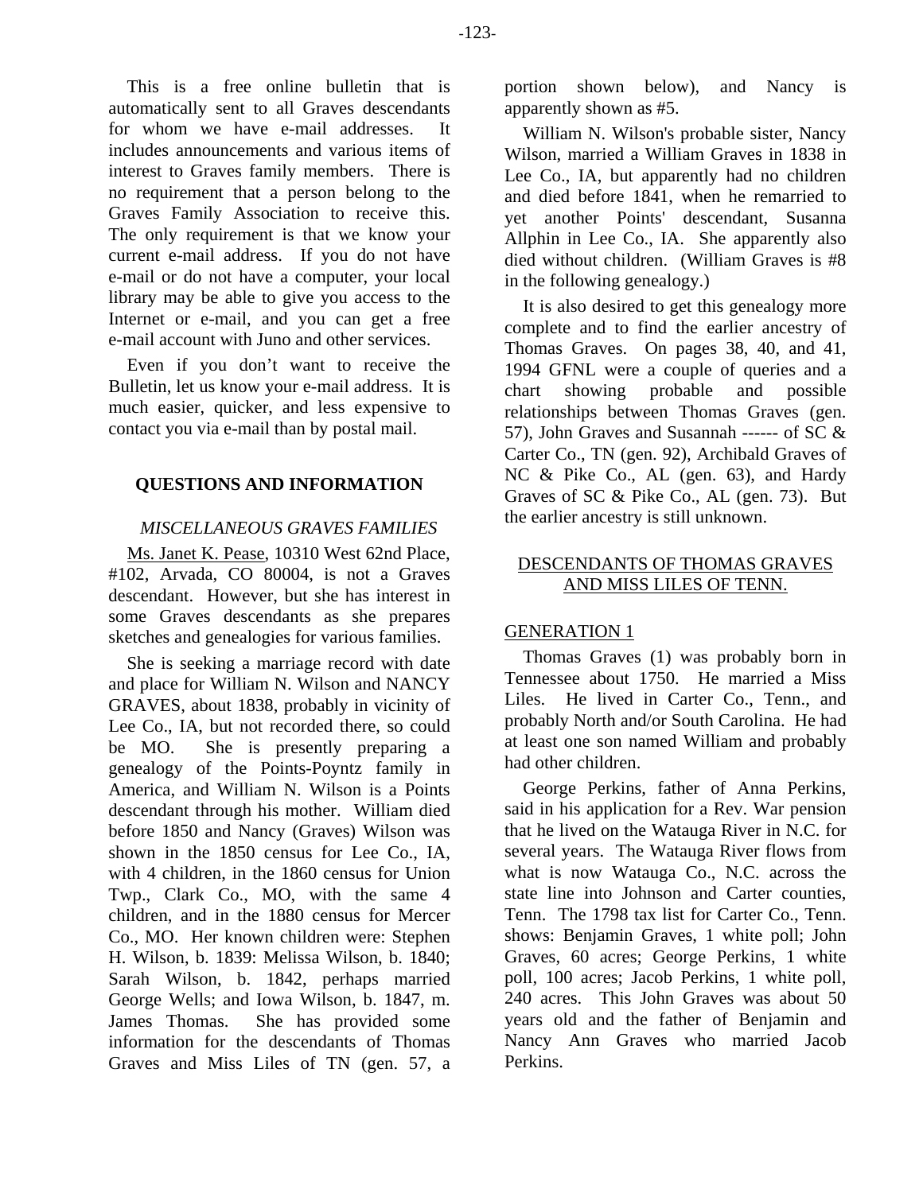This is a free online bulletin that is automatically sent to all Graves descendants for whom we have e-mail addresses. It includes announcements and various items of interest to Graves family members. There is no requirement that a person belong to the Graves Family Association to receive this. The only requirement is that we know your current e-mail address. If you do not have e-mail or do not have a computer, your local library may be able to give you access to the Internet or e-mail, and you can get a free e-mail account with Juno and other services.

Even if you don't want to receive the Bulletin, let us know your e-mail address. It is much easier, quicker, and less expensive to contact you via e-mail than by postal mail.

## QUESTIONS AND INFORMATION

### *MISCELLANEOUS GRAVES FAMILIES*

Ms. Janet K. Pease, 10310 West 62nd Place, #102, Arvada, CO 80004, is not a Graves descendant. However, but she has interest in some Graves descendants as she prepares sketches and genealogies for various families.

She is seeking a marriage record with date and place for William N. Wilson and NANCY GRAVES, about 1838, probably in vicinity of Lee Co., IA, but not recorded there, so could be MO. She is presently preparing a genealogy of the Points-Poyntz family in America, and William N. Wilson is a Points descendant through his mother. William died before 1850 and Nancy (Graves) Wilson was shown in the 1850 census for Lee Co., IA, with 4 children, in the 1860 census for Union Twp., Clark Co., MO, with the same 4 children, and in the 1880 census for Mercer Co., MO. Her known children were: Stephen H. Wilson, b. 1839: Melissa Wilson, b. 1840; Sarah Wilson, b. 1842, perhaps married George Wells; and Iowa Wilson, b. 1847, m. James Thomas. She has provided some information for the descendants of Thomas Graves and Miss Liles of TN (gen. 57, a portion shown below), and Nancy is apparently shown as #5.

William N. Wilson's probable sister, Nancy Wilson, married a William Graves in 1838 in Lee Co., IA, but apparently had no children and died before 1841, when he remarried to yet another Points' descendant, Susanna Allphin in Lee Co., IA. She apparently also died without children. (William Graves is #8 in the following genealogy.)

It is also desired to get this genealogy more complete and to find the earlier ancestry of Thomas Graves. On pages 38, 40, and 41, 1994 GFNL were a couple of queries and a chart showing probable and possible relationships between Thomas Graves (gen. 57), John Graves and Susannah ------ of SC & Carter Co., TN (gen. 92), Archibald Graves of NC & Pike Co., AL (gen. 63), and Hardy Graves of SC & Pike Co., AL (gen. 73). But the earlier ancestry is still unknown.

### DESCENDANTS OF THOMAS GRAVES AND MISS LILES OF TENN.

#### GENERATION 1

Thomas Graves (1) was probably born in Tennessee about 1750. He married a Miss Liles. He lived in Carter Co., Tenn., and probably North and/or South Carolina. He had at least one son named William and probably had other children.

George Perkins, father of Anna Perkins, said in his application for a Rev. War pension that he lived on the Watauga River in N.C. for several years. The Watauga River flows from what is now Watauga Co., N.C. across the state line into Johnson and Carter counties, Tenn. The 1798 tax list for Carter Co., Tenn. shows: Benjamin Graves, 1 white poll; John Graves, 60 acres; George Perkins, 1 white poll, 100 acres; Jacob Perkins, 1 white poll, 240 acres. This John Graves was about 50 years old and the father of Benjamin and Nancy Ann Graves who married Jacob Perkins.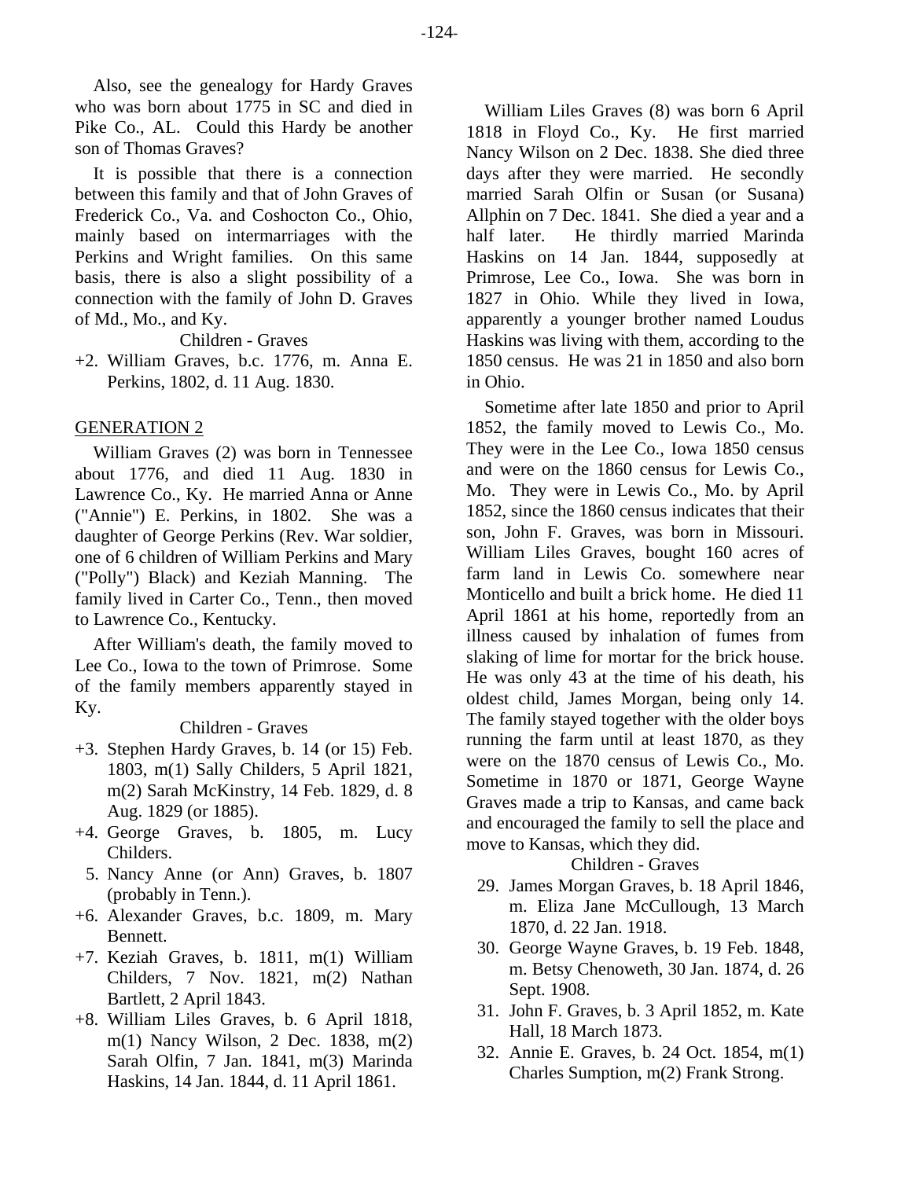Also, see the genealogy for Hardy Graves who was born about 1775 in SC and died in Pike Co., AL. Could this Hardy be another son of Thomas Graves?

It is possible that there is a connection between this family and that of John Graves of Frederick Co., Va. and Coshocton Co., Ohio, mainly based on intermarriages with the Perkins and Wright families. On this same basis, there is also a slight possibility of a connection with the family of John D. Graves of Md., Mo., and Ky.

Children - Graves

+2. William Graves, b.c. 1776, m. Anna E. Perkins, 1802, d. 11 Aug. 1830.

## GENERATION 2

William Graves (2) was born in Tennessee about 1776, and died 11 Aug. 1830 in Lawrence Co., Ky. He married Anna or Anne ("Annie") E. Perkins, in 1802. She was a daughter of George Perkins (Rev. War soldier, one of 6 children of William Perkins and Mary ("Polly") Black) and Keziah Manning. The family lived in Carter Co., Tenn., then moved to Lawrence Co., Kentucky.

After William's death, the family moved to Lee Co., Iowa to the town of Primrose. Some of the family members apparently stayed in Ky.

Children - Graves

+3. Stephen Hardy Graves, b. 14 (or 15) Feb. 1803, m(1) Sally Childers, 5 April 1821, m(2) Sarah McKinstry, 14 Feb. 1829, d. 8 Aug. 1829 (or 1885).
+4. George Graves, b. 1805, m. Lucy Childers.
5. Nancy Anne (or Ann) Graves, b. 1807 (probably in Tenn.).
+6. Alexander Graves, b.c. 1809, m. Mary Bennett.
+7. Keziah Graves, b. 1811, m(1) William Childers, 7 Nov. 1821, m(2) Nathan Bartlett, 2 April 1843.
+8. William Liles Graves, b. 6 April 1818, m(1) Nancy Wilson, 2 Dec. 1838, m(2) Sarah Olfin, 7 Jan. 1841, m(3) Marinda Haskins, 14 Jan. 1844, d. 11 April 1861.

William Liles Graves (8) was born 6 April 1818 in Floyd Co., Ky. He first married Nancy Wilson on 2 Dec. 1838. She died three days after they were married. He secondly married Sarah Olfin or Susan (or Susana) Allphin on 7 Dec. 1841. She died a year and a half later. He thirdly married Marinda Haskins on 14 Jan. 1844, supposedly at Primrose, Lee Co., Iowa. She was born in 1827 in Ohio. While they lived in Iowa, apparently a younger brother named Loudus Haskins was living with them, according to the 1850 census. He was 21 in 1850 and also born in Ohio.

Sometime after late 1850 and prior to April 1852, the family moved to Lewis Co., Mo. They were in the Lee Co., Iowa 1850 census and were on the 1860 census for Lewis Co., Mo. They were in Lewis Co., Mo. by April 1852, since the 1860 census indicates that their son, John F. Graves, was born in Missouri. William Liles Graves, bought 160 acres of farm land in Lewis Co. somewhere near Monticello and built a brick home. He died 11 April 1861 at his home, reportedly from an illness caused by inhalation of fumes from slaking of lime for mortar for the brick house. He was only 43 at the time of his death, his oldest child, James Morgan, being only 14. The family stayed together with the older boys running the farm until at least 1870, as they were on the 1870 census of Lewis Co., Mo. Sometime in 1870 or 1871, George Wayne Graves made a trip to Kansas, and came back and encouraged the family to sell the place and move to Kansas, which they did.

Children - Graves

29. James Morgan Graves, b. 18 April 1846, m. Eliza Jane McCullough, 13 March 1870, d. 22 Jan. 1918.
30. George Wayne Graves, b. 19 Feb. 1848, m. Betsy Chenoweth, 30 Jan. 1874, d. 26 Sept. 1908.
31. John F. Graves, b. 3 April 1852, m. Kate Hall, 18 March 1873.
32. Annie E. Graves, b. 24 Oct. 1854, m(1) Charles Sumption, m(2) Frank Strong.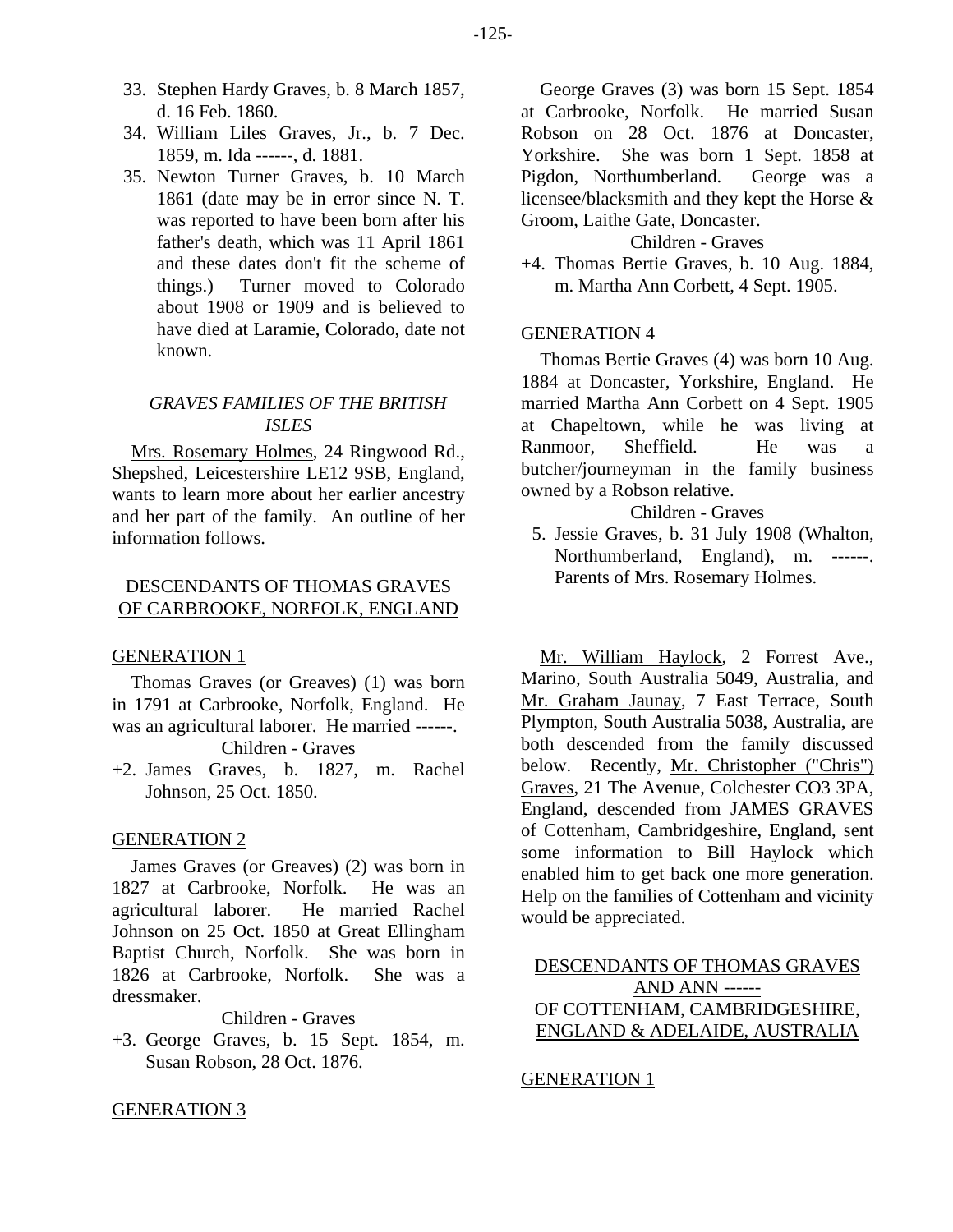33. Stephen Hardy Graves, b. 8 March 1857, d. 16 Feb. 1860.
34. William Liles Graves, Jr., b. 7 Dec. 1859, m. Ida ------, d. 1881.
35. Newton Turner Graves, b. 10 March 1861 (date may be in error since N. T. was reported to have been born after his father's death, which was 11 April 1861 and these dates don't fit the scheme of things.) Turner moved to Colorado about 1908 or 1909 and is believed to have died at Laramie, Colorado, date not known.

### *GRAVES FAMILIES OF THE BRITISH ISLES*

Mrs. Rosemary Holmes, 24 Ringwood Rd., Shepshed, Leicestershire LE12 9SB, England, wants to learn more about her earlier ancestry and her part of the family. An outline of her information follows.

### DESCENDANTS OF THOMAS GRAVES OF CARBROOKE, NORFOLK, ENGLAND

#### GENERATION 1

Thomas Graves (or Greaves) (1) was born in 1791 at Carbrooke, Norfolk, England. He was an agricultural laborer. He married ------.

Children - Graves

+2. James Graves, b. 1827, m. Rachel Johnson, 25 Oct. 1850.

#### GENERATION 2

James Graves (or Greaves) (2) was born in 1827 at Carbrooke, Norfolk. He was an agricultural laborer. He married Rachel Johnson on 25 Oct. 1850 at Great Ellingham Baptist Church, Norfolk. She was born in 1826 at Carbrooke, Norfolk. She was a dressmaker.

Children - Graves

+3. George Graves, b. 15 Sept. 1854, m. Susan Robson, 28 Oct. 1876.

#### GENERATION 3

George Graves (3) was born 15 Sept. 1854 at Carbrooke, Norfolk. He married Susan Robson on 28 Oct. 1876 at Doncaster, Yorkshire. She was born 1 Sept. 1858 at Pigdon, Northumberland. George was a licensee/blacksmith and they kept the Horse & Groom, Laithe Gate, Doncaster.

Children - Graves

+4. Thomas Bertie Graves, b. 10 Aug. 1884, m. Martha Ann Corbett, 4 Sept. 1905.

#### GENERATION 4

Thomas Bertie Graves (4) was born 10 Aug. 1884 at Doncaster, Yorkshire, England. He married Martha Ann Corbett on 4 Sept. 1905 at Chapeltown, while he was living at Ranmoor, Sheffield. He was a butcher/journeyman in the family business owned by a Robson relative.

Children - Graves

5. Jessie Graves, b. 31 July 1908 (Whalton, Northumberland, England), m. ------. Parents of Mrs. Rosemary Holmes.

Mr. William Haylock, 2 Forrest Ave., Marino, South Australia 5049, Australia, and Mr. Graham Jaunay, 7 East Terrace, South Plympton, South Australia 5038, Australia, are both descended from the family discussed below. Recently, Mr. Christopher ("Chris") Graves, 21 The Avenue, Colchester CO3 3PA, England, descended from JAMES GRAVES of Cottenham, Cambridgeshire, England, sent some information to Bill Haylock which enabled him to get back one more generation. Help on the families of Cottenham and vicinity would be appreciated.

### DESCENDANTS OF THOMAS GRAVES AND ANN ------ OF COTTENHAM, CAMBRIDGESHIRE, ENGLAND & ADELAIDE, AUSTRALIA

#### GENERATION 1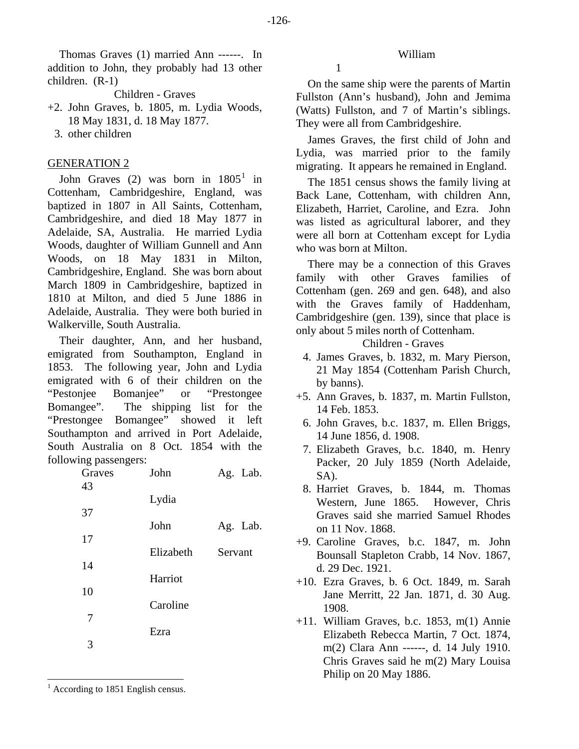Thomas Graves (1) married Ann ------. In addition to John, they probably had 13 other children. (R-1)

Children - Graves

+2. John Graves, b. 1805, m. Lydia Woods, 18 May 1831, d. 18 May 1877.
3. other children

## GENERATION 2

John Graves (2) was born in 1805[1] in Cottenham, Cambridgeshire, England, was baptized in 1807 in All Saints, Cottenham, Cambridgeshire, and died 18 May 1877 in Adelaide, SA, Australia. He married Lydia Woods, daughter of William Gunnell and Ann Woods, on 18 May 1831 in Milton, Cambridgeshire, England. She was born about March 1809 in Cambridgeshire, baptized in 1810 at Milton, and died 5 June 1886 in Adelaide, Australia. They were both buried in Walkerville, South Australia.

Their daughter, Ann, and her husband, emigrated from Southampton, England in 1853. The following year, John and Lydia emigrated with 6 of their children on the "Pestonjee Bomanjee" or "Prestongee Bomangee". The shipping list for the "Prestongee Bomangee" showed it left Southampton and arrived in Port Adelaide, South Australia on 8 Oct. 1854 with the following passengers:

| | | | |
|---|---|---|---|
| Graves | John | Ag. Lab. | 43 |
| | Lydia | | 37 |
| | John | Ag. Lab. | 17 |
| | Elizabeth | Servant | 14 |
| | Harriot | | 10 |
| | Caroline | | 7 |
| | Ezra | | 3 |
| | William | | 1 |

On the same ship were the parents of Martin Fullston (Ann's husband), John and Jemima (Watts) Fullston, and 7 of Martin's siblings. They were all from Cambridgeshire.

James Graves, the first child of John and Lydia, was married prior to the family migrating. It appears he remained in England.

The 1851 census shows the family living at Back Lane, Cottenham, with children Ann, Elizabeth, Harriet, Caroline, and Ezra. John was listed as agricultural laborer, and they were all born at Cottenham except for Lydia who was born at Milton.

There may be a connection of this Graves family with other Graves families of Cottenham (gen. 269 and gen. 648), and also with the Graves family of Haddenham, Cambridgeshire (gen. 139), since that place is only about 5 miles north of Cottenham.

Children - Graves

4. James Graves, b. 1832, m. Mary Pierson, 21 May 1854 (Cottenham Parish Church, by banns).
+5. Ann Graves, b. 1837, m. Martin Fullston, 14 Feb. 1853.
6. John Graves, b.c. 1837, m. Ellen Briggs, 14 June 1856, d. 1908.
7. Elizabeth Graves, b.c. 1840, m. Henry Packer, 20 July 1859 (North Adelaide, SA).
8. Harriet Graves, b. 1844, m. Thomas Western, June 1865. However, Chris Graves said she married Samuel Rhodes on 11 Nov. 1868.
+9. Caroline Graves, b.c. 1847, m. John Bounsall Stapleton Crabb, 14 Nov. 1867, d. 29 Dec. 1921.
+10. Ezra Graves, b. 6 Oct. 1849, m. Sarah Jane Merritt, 22 Jan. 1871, d. 30 Aug. 1908.
+11. William Graves, b.c. 1853, m(1) Annie Elizabeth Rebecca Martin, 7 Oct. 1874, m(2) Clara Ann ------, d. 14 July 1910. Chris Graves said he m(2) Mary Louisa Philip on 20 May 1886.

[1] According to 1851 English census.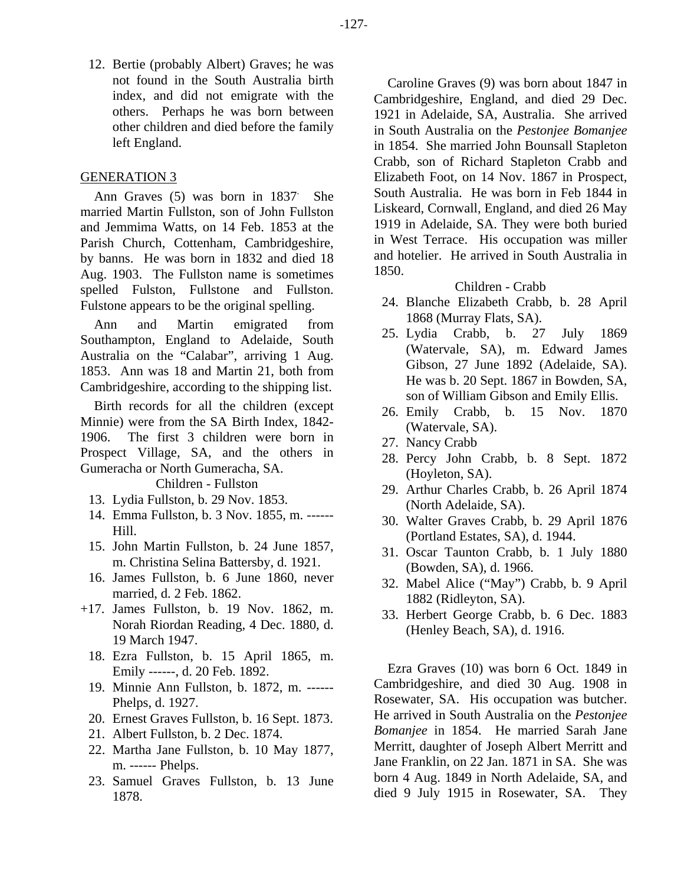12. Bertie (probably Albert) Graves; he was not found in the South Australia birth index, and did not emigrate with the others. Perhaps he was born between other children and died before the family left England.

## GENERATION 3

Ann Graves (5) was born in 1837. She married Martin Fullston, son of John Fullston and Jemmima Watts, on 14 Feb. 1853 at the Parish Church, Cottenham, Cambridgeshire, by banns. He was born in 1832 and died 18 Aug. 1903. The Fullston name is sometimes spelled Fulston, Fullstone and Fullston. Fulstone appears to be the original spelling.

Ann and Martin emigrated from Southampton, England to Adelaide, South Australia on the "Calabar", arriving 1 Aug. 1853. Ann was 18 and Martin 21, both from Cambridgeshire, according to the shipping list.

Birth records for all the children (except Minnie) were from the SA Birth Index, 1842-1906. The first 3 children were born in Prospect Village, SA, and the others in Gumeracha or North Gumeracha, SA.

Children - Fullston

13. Lydia Fullston, b. 29 Nov. 1853.
14. Emma Fullston, b. 3 Nov. 1855, m. ------ Hill.
15. John Martin Fullston, b. 24 June 1857, m. Christina Selina Battersby, d. 1921.
16. James Fullston, b. 6 June 1860, never married, d. 2 Feb. 1862.

+17. James Fullston, b. 19 Nov. 1862, m. Norah Riordan Reading, 4 Dec. 1880, d. 19 March 1947.

18. Ezra Fullston, b. 15 April 1865, m. Emily ------, d. 20 Feb. 1892.
19. Minnie Ann Fullston, b. 1872, m. ------ Phelps, d. 1927.
20. Ernest Graves Fullston, b. 16 Sept. 1873.
21. Albert Fullston, b. 2 Dec. 1874.
22. Martha Jane Fullston, b. 10 May 1877, m. ------ Phelps.
23. Samuel Graves Fullston, b. 13 June 1878.

Caroline Graves (9) was born about 1847 in Cambridgeshire, England, and died 29 Dec. 1921 in Adelaide, SA, Australia. She arrived in South Australia on the *Pestonjee Bomanjee* in 1854. She married John Bounsall Stapleton Crabb, son of Richard Stapleton Crabb and Elizabeth Foot, on 14 Nov. 1867 in Prospect, South Australia. He was born in Feb 1844 in Liskeard, Cornwall, England, and died 26 May 1919 in Adelaide, SA. They were both buried in West Terrace. His occupation was miller and hotelier. He arrived in South Australia in 1850.

Children - Crabb

24. Blanche Elizabeth Crabb, b. 28 April 1868 (Murray Flats, SA).
25. Lydia Crabb, b. 27 July 1869 (Watervale, SA), m. Edward James Gibson, 27 June 1892 (Adelaide, SA). He was b. 20 Sept. 1867 in Bowden, SA, son of William Gibson and Emily Ellis.
26. Emily Crabb, b. 15 Nov. 1870 (Watervale, SA).
27. Nancy Crabb
28. Percy John Crabb, b. 8 Sept. 1872 (Hoyleton, SA).
29. Arthur Charles Crabb, b. 26 April 1874 (North Adelaide, SA).
30. Walter Graves Crabb, b. 29 April 1876 (Portland Estates, SA), d. 1944.
31. Oscar Taunton Crabb, b. 1 July 1880 (Bowden, SA), d. 1966.
32. Mabel Alice ("May") Crabb, b. 9 April 1882 (Ridleyton, SA).
33. Herbert George Crabb, b. 6 Dec. 1883 (Henley Beach, SA), d. 1916.

Ezra Graves (10) was born 6 Oct. 1849 in Cambridgeshire, and died 30 Aug. 1908 in Rosewater, SA. His occupation was butcher. He arrived in South Australia on the *Pestonjee Bomanjee* in 1854. He married Sarah Jane Merritt, daughter of Joseph Albert Merritt and Jane Franklin, on 22 Jan. 1871 in SA. She was born 4 Aug. 1849 in North Adelaide, SA, and died 9 July 1915 in Rosewater, SA. They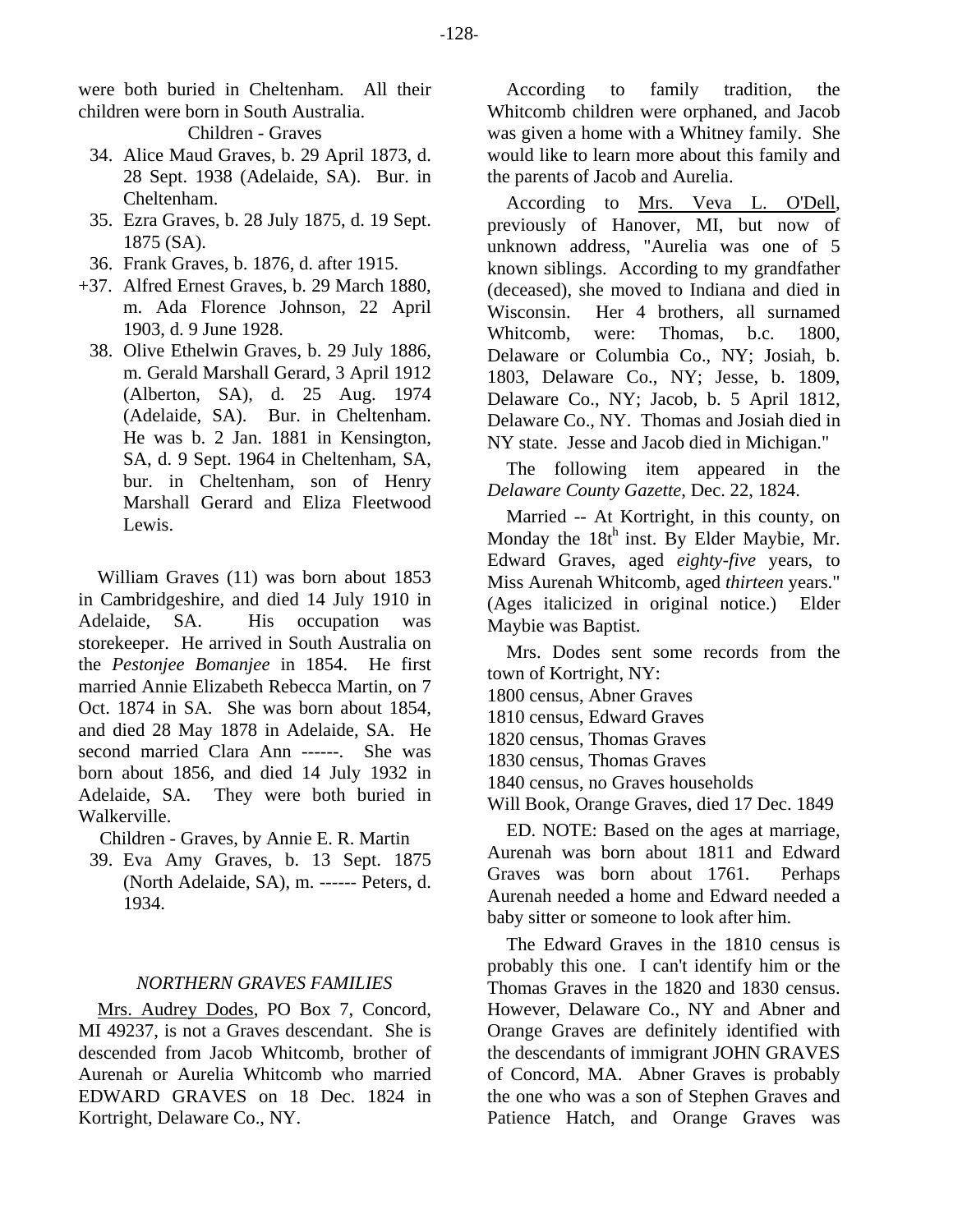were both buried in Cheltenham. All their children were born in South Australia.

Children - Graves

34. Alice Maud Graves, b. 29 April 1873, d. 28 Sept. 1938 (Adelaide, SA). Bur. in Cheltenham.
35. Ezra Graves, b. 28 July 1875, d. 19 Sept. 1875 (SA).
36. Frank Graves, b. 1876, d. after 1915.

+37. Alfred Ernest Graves, b. 29 March 1880, m. Ada Florence Johnson, 22 April 1903, d. 9 June 1928.

38. Olive Ethelwin Graves, b. 29 July 1886, m. Gerald Marshall Gerard, 3 April 1912 (Alberton, SA), d. 25 Aug. 1974 (Adelaide, SA). Bur. in Cheltenham. He was b. 2 Jan. 1881 in Kensington, SA, d. 9 Sept. 1964 in Cheltenham, SA, bur. in Cheltenham, son of Henry Marshall Gerard and Eliza Fleetwood Lewis.

William Graves (11) was born about 1853 in Cambridgeshire, and died 14 July 1910 in Adelaide, SA. His occupation was storekeeper. He arrived in South Australia on the *Pestonjee Bomanjee* in 1854. He first married Annie Elizabeth Rebecca Martin, on 7 Oct. 1874 in SA. She was born about 1854, and died 28 May 1878 in Adelaide, SA. He second married Clara Ann ------. She was born about 1856, and died 14 July 1932 in Adelaide, SA. They were both buried in Walkerville.

Children - Graves, by Annie E. R. Martin

39. Eva Amy Graves, b. 13 Sept. 1875 (North Adelaide, SA), m. ------ Peters, d. 1934.

## *NORTHERN GRAVES FAMILIES*

Mrs. Audrey Dodes, PO Box 7, Concord, MI 49237, is not a Graves descendant. She is descended from Jacob Whitcomb, brother of Aurenah or Aurelia Whitcomb who married EDWARD GRAVES on 18 Dec. 1824 in Kortright, Delaware Co., NY.

According to family tradition, the Whitcomb children were orphaned, and Jacob was given a home with a Whitney family. She would like to learn more about this family and the parents of Jacob and Aurelia.

According to Mrs. Veva L. O'Dell, previously of Hanover, MI, but now of unknown address, "Aurelia was one of 5 known siblings. According to my grandfather (deceased), she moved to Indiana and died in Wisconsin. Her 4 brothers, all surnamed Whitcomb, were: Thomas, b.c. 1800, Delaware or Columbia Co., NY; Josiah, b. 1803, Delaware Co., NY; Jesse, b. 1809, Delaware Co., NY; Jacob, b. 5 April 1812, Delaware Co., NY. Thomas and Josiah died in NY state. Jesse and Jacob died in Michigan."

The following item appeared in the *Delaware County Gazette*, Dec. 22, 1824.

Married -- At Kortright, in this county, on Monday the 18th inst. By Elder Maybie, Mr. Edward Graves, aged *eighty-five* years, to Miss Aurenah Whitcomb, aged *thirteen* years." (Ages italicized in original notice.) Elder Maybie was Baptist.

Mrs. Dodes sent some records from the town of Kortright, NY:

1800 census, Abner Graves
1810 census, Edward Graves
1820 census, Thomas Graves
1830 census, Thomas Graves
1840 census, no Graves households
Will Book, Orange Graves, died 17 Dec. 1849

ED. NOTE: Based on the ages at marriage, Aurenah was born about 1811 and Edward Graves was born about 1761. Perhaps Aurenah needed a home and Edward needed a baby sitter or someone to look after him.

The Edward Graves in the 1810 census is probably this one. I can't identify him or the Thomas Graves in the 1820 and 1830 census. However, Delaware Co., NY and Abner and Orange Graves are definitely identified with the descendants of immigrant JOHN GRAVES of Concord, MA. Abner Graves is probably the one who was a son of Stephen Graves and Patience Hatch, and Orange Graves was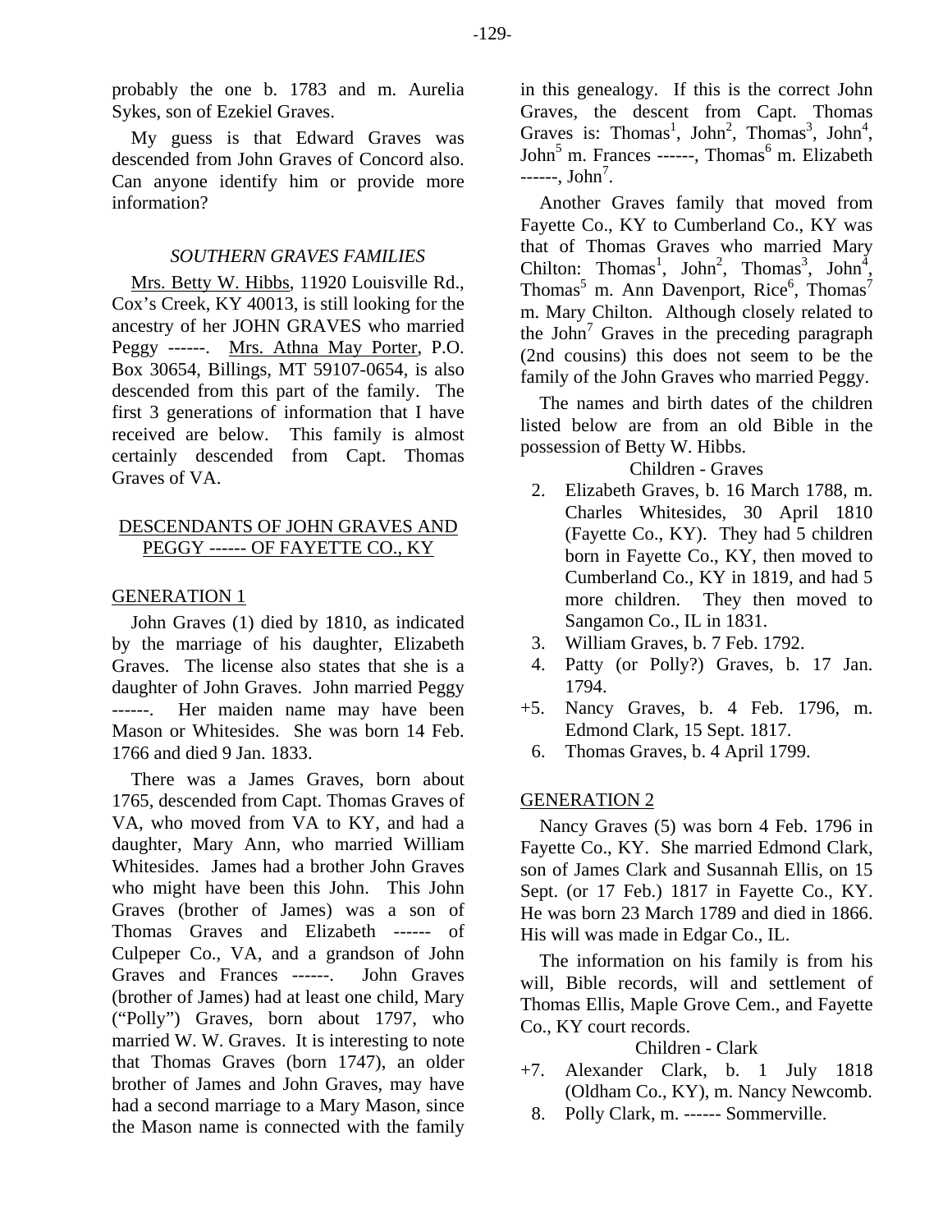probably the one b. 1783 and m. Aurelia Sykes, son of Ezekiel Graves.

My guess is that Edward Graves was descended from John Graves of Concord also. Can anyone identify him or provide more information?

### *SOUTHERN GRAVES FAMILIES*

Mrs. Betty W. Hibbs, 11920 Louisville Rd., Cox's Creek, KY 40013, is still looking for the ancestry of her JOHN GRAVES who married Peggy ------. Mrs. Athna May Porter, P.O. Box 30654, Billings, MT 59107-0654, is also descended from this part of the family. The first 3 generations of information that I have received are below. This family is almost certainly descended from Capt. Thomas Graves of VA.

### DESCENDANTS OF JOHN GRAVES AND PEGGY ------ OF FAYETTE CO., KY

#### GENERATION 1

John Graves (1) died by 1810, as indicated by the marriage of his daughter, Elizabeth Graves. The license also states that she is a daughter of John Graves. John married Peggy ------. Her maiden name may have been Mason or Whitesides. She was born 14 Feb. 1766 and died 9 Jan. 1833.

There was a James Graves, born about 1765, descended from Capt. Thomas Graves of VA, who moved from VA to KY, and had a daughter, Mary Ann, who married William Whitesides. James had a brother John Graves who might have been this John. This John Graves (brother of James) was a son of Thomas Graves and Elizabeth ------ of Culpeper Co., VA, and a grandson of John Graves and Frances ------. John Graves (brother of James) had at least one child, Mary ("Polly") Graves, born about 1797, who married W. W. Graves. It is interesting to note that Thomas Graves (born 1747), an older brother of James and John Graves, may have had a second marriage to a Mary Mason, since the Mason name is connected with the family in this genealogy. If this is the correct John Graves, the descent from Capt. Thomas Graves is: Thomas[1], John[2], Thomas[3], John[4], John[5] m. Frances ------, Thomas[6] m. Elizabeth ------, John[7].

Another Graves family that moved from Fayette Co., KY to Cumberland Co., KY was that of Thomas Graves who married Mary Chilton: Thomas[1], John[2], Thomas[3], John[4], Thomas[5] m. Ann Davenport, Rice[6], Thomas[7] m. Mary Chilton. Although closely related to the John[7] Graves in the preceding paragraph (2nd cousins) this does not seem to be the family of the John Graves who married Peggy.

The names and birth dates of the children listed below are from an old Bible in the possession of Betty W. Hibbs.

Children - Graves

2. Elizabeth Graves, b. 16 March 1788, m. Charles Whitesides, 30 April 1810 (Fayette Co., KY). They had 5 children born in Fayette Co., KY, then moved to Cumberland Co., KY in 1819, and had 5 more children. They then moved to Sangamon Co., IL in 1831.
3. William Graves, b. 7 Feb. 1792.
4. Patty (or Polly?) Graves, b. 17 Jan. 1794.
+5. Nancy Graves, b. 4 Feb. 1796, m. Edmond Clark, 15 Sept. 1817.
6. Thomas Graves, b. 4 April 1799.

#### GENERATION 2

Nancy Graves (5) was born 4 Feb. 1796 in Fayette Co., KY. She married Edmond Clark, son of James Clark and Susannah Ellis, on 15 Sept. (or 17 Feb.) 1817 in Fayette Co., KY. He was born 23 March 1789 and died in 1866. His will was made in Edgar Co., IL.

The information on his family is from his will, Bible records, will and settlement of Thomas Ellis, Maple Grove Cem., and Fayette Co., KY court records.

Children - Clark

+7. Alexander Clark, b. 1 July 1818 (Oldham Co., KY), m. Nancy Newcomb.
8. Polly Clark, m. ------ Sommerville.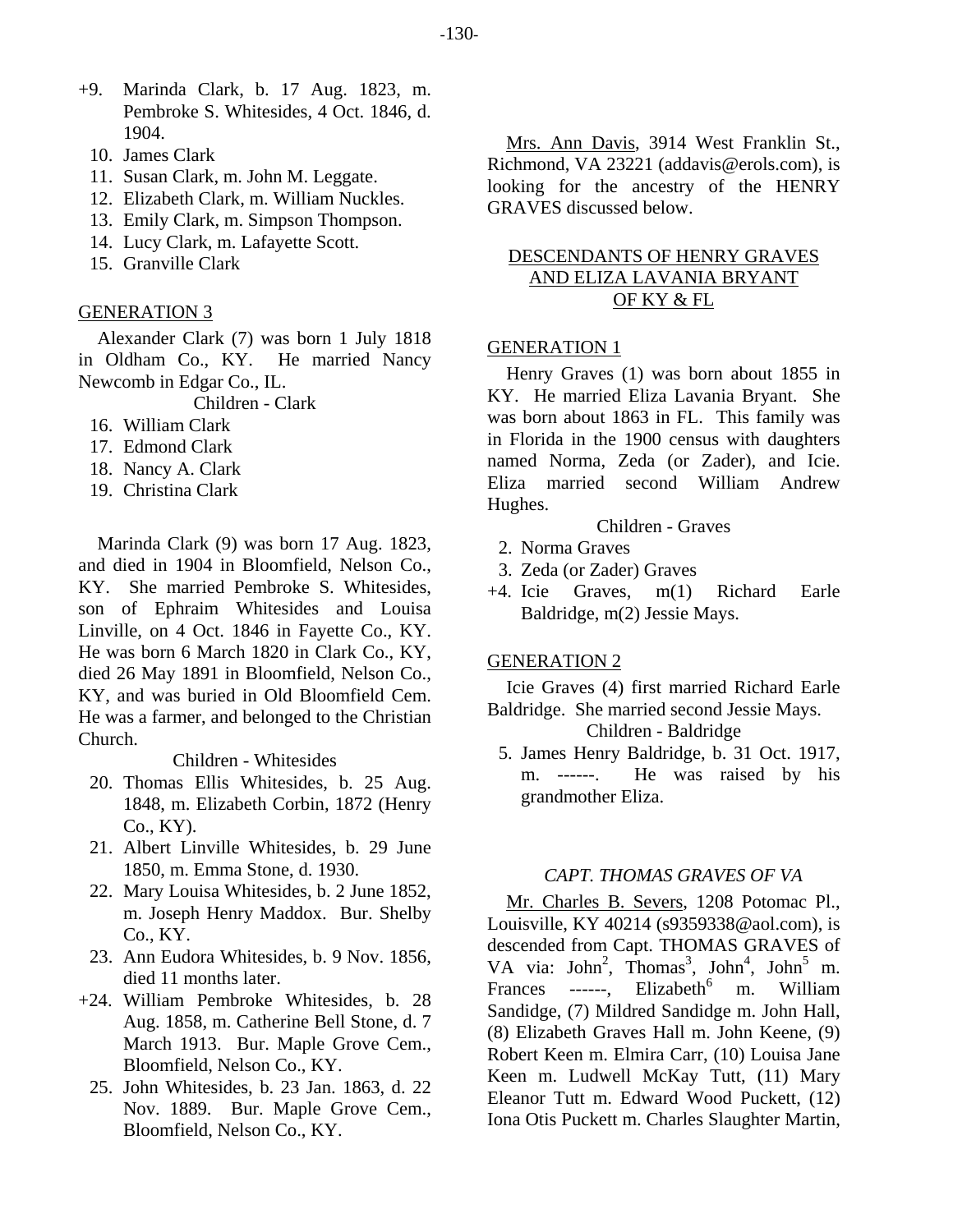+9. Marinda Clark, b. 17 Aug. 1823, m. Pembroke S. Whitesides, 4 Oct. 1846, d. 1904.
10. James Clark
11. Susan Clark, m. John M. Leggate.
12. Elizabeth Clark, m. William Nuckles.
13. Emily Clark, m. Simpson Thompson.
14. Lucy Clark, m. Lafayette Scott.
15. Granville Clark

GENERATION 3

Alexander Clark (7) was born 1 July 1818 in Oldham Co., KY. He married Nancy Newcomb in Edgar Co., IL.

Children - Clark

16. William Clark
17. Edmond Clark
18. Nancy A. Clark
19. Christina Clark

Marinda Clark (9) was born 17 Aug. 1823, and died in 1904 in Bloomfield, Nelson Co., KY. She married Pembroke S. Whitesides, son of Ephraim Whitesides and Louisa Linville, on 4 Oct. 1846 in Fayette Co., KY. He was born 6 March 1820 in Clark Co., KY, died 26 May 1891 in Bloomfield, Nelson Co., KY, and was buried in Old Bloomfield Cem. He was a farmer, and belonged to the Christian Church.

Children - Whitesides

20. Thomas Ellis Whitesides, b. 25 Aug. 1848, m. Elizabeth Corbin, 1872 (Henry Co., KY).
21. Albert Linville Whitesides, b. 29 June 1850, m. Emma Stone, d. 1930.
22. Mary Louisa Whitesides, b. 2 June 1852, m. Joseph Henry Maddox. Bur. Shelby Co., KY.
23. Ann Eudora Whitesides, b. 9 Nov. 1856, died 11 months later.
+24. William Pembroke Whitesides, b. 28 Aug. 1858, m. Catherine Bell Stone, d. 7 March 1913. Bur. Maple Grove Cem., Bloomfield, Nelson Co., KY.
25. John Whitesides, b. 23 Jan. 1863, d. 22 Nov. 1889. Bur. Maple Grove Cem., Bloomfield, Nelson Co., KY.

Mrs. Ann Davis, 3914 West Franklin St., Richmond, VA 23221 (addavis@erols.com), is looking for the ancestry of the HENRY GRAVES discussed below.

DESCENDANTS OF HENRY GRAVES AND ELIZA LAVANIA BRYANT OF KY & FL

GENERATION 1

Henry Graves (1) was born about 1855 in KY. He married Eliza Lavania Bryant. She was born about 1863 in FL. This family was in Florida in the 1900 census with daughters named Norma, Zeda (or Zader), and Icie. Eliza married second William Andrew Hughes.

Children - Graves

2. Norma Graves
3. Zeda (or Zader) Graves
+4. Icie Graves, m(1) Richard Earle Baldridge, m(2) Jessie Mays.

GENERATION 2

Icie Graves (4) first married Richard Earle Baldridge. She married second Jessie Mays.

Children - Baldridge

5. James Henry Baldridge, b. 31 Oct. 1917, m. ------. He was raised by his grandmother Eliza.

*CAPT. THOMAS GRAVES OF VA*

Mr. Charles B. Severs, 1208 Potomac Pl., Louisville, KY 40214 (s9359338@aol.com), is descended from Capt. THOMAS GRAVES of VA via: John[2], Thomas[3], John[4], John[5] m. Frances ------, Elizabeth[6] m. William Sandidge, (7) Mildred Sandidge m. John Hall, (8) Elizabeth Graves Hall m. John Keene, (9) Robert Keen m. Elmira Carr, (10) Louisa Jane Keen m. Ludwell McKay Tutt, (11) Mary Eleanor Tutt m. Edward Wood Puckett, (12) Iona Otis Puckett m. Charles Slaughter Martin,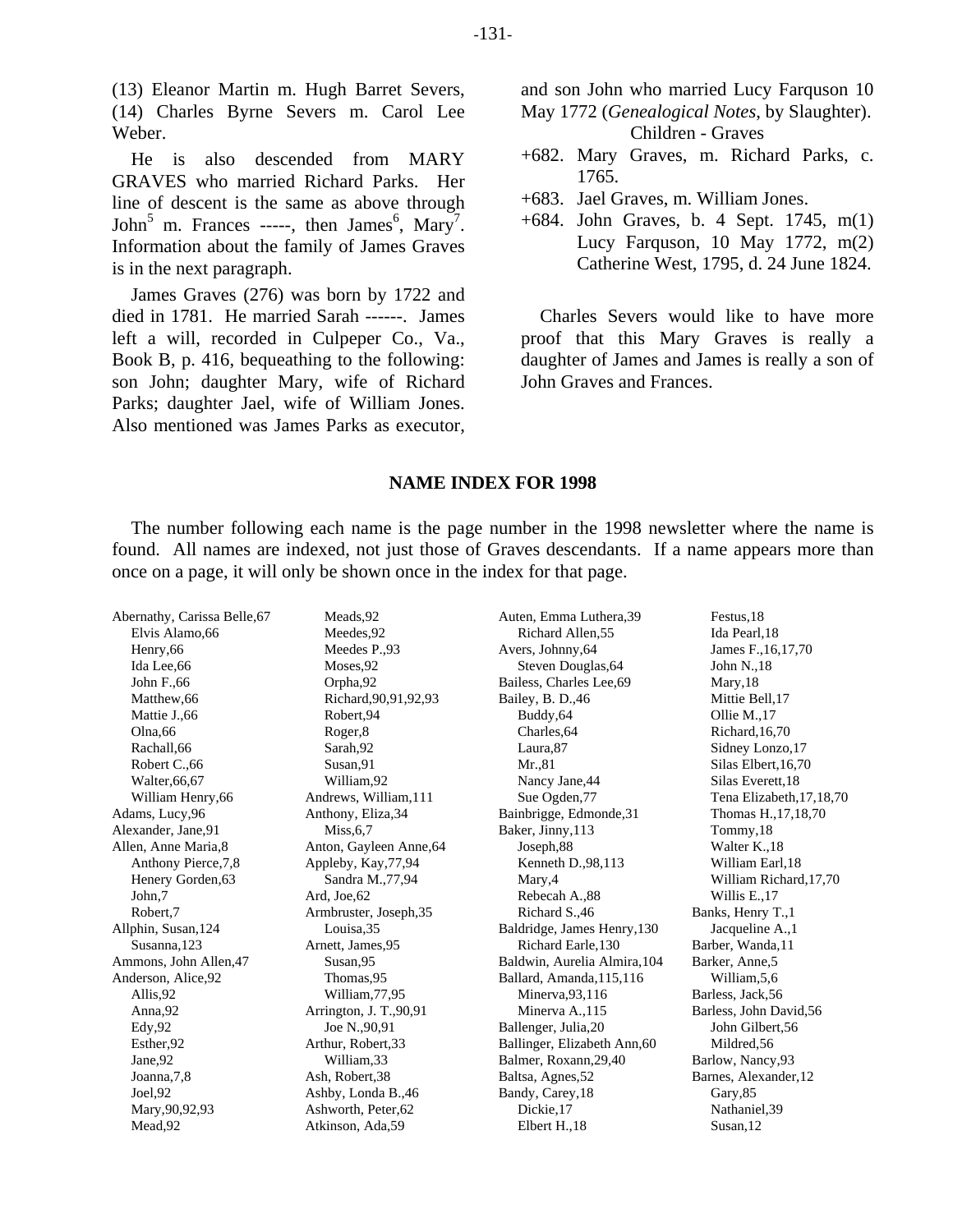(13) Eleanor Martin m. Hugh Barret Severs, (14) Charles Byrne Severs m. Carol Lee Weber.

He is also descended from MARY GRAVES who married Richard Parks. Her line of descent is the same as above through John$^5$ m. Frances -----, then James$^6$, Mary$^7$. Information about the family of James Graves is in the next paragraph.

James Graves (276) was born by 1722 and died in 1781. He married Sarah ------. James left a will, recorded in Culpeper Co., Va., Book B, p. 416, bequeathing to the following: son John; daughter Mary, wife of Richard Parks; daughter Jael, wife of William Jones. Also mentioned was James Parks as executor, and son John who married Lucy Farquson 10 May 1772 (*Genealogical Notes*, by Slaughter).

Children - Graves

+682. Mary Graves, m. Richard Parks, c. 1765.

+683. Jael Graves, m. William Jones.

+684. John Graves, b. 4 Sept. 1745, m(1) Lucy Farquson, 10 May 1772, m(2) Catherine West, 1795, d. 24 June 1824.

Charles Severs would like to have more proof that this Mary Graves is really a daughter of James and James is really a son of John Graves and Frances.

## NAME INDEX FOR 1998

The number following each name is the page number in the 1998 newsletter where the name is found. All names are indexed, not just those of Graves descendants. If a name appears more than once on a page, it will only be shown once in the index for that page.

Abernathy, Carissa Belle,67
- Elvis Alamo,66
- Henry,66
- Ida Lee,66
- John F.,66
- Matthew,66
- Mattie J.,66
- Olna,66
- Rachall,66
- Robert C.,66
- Walter,66,67
- William Henry,66

Adams, Lucy,96
Alexander, Jane,91
Allen, Anne Maria,8
- Anthony Pierce,7,8
- Henery Gorden,63
- John,7
- Robert,7

Allphin, Susan,124
- Susanna,123

Ammons, John Allen,47
Anderson, Alice,92
- Allis,92
- Anna,92
- Edy,92
- Esther,92
- Jane,92
- Joanna,7,8
- Joel,92
- Mary,90,92,93
- Mead,92
- Meads,92
- Meedes,92
- Meedes P.,93
- Moses,92
- Orpha,92
- Richard,90,91,92,93
- Robert,94
- Roger,8
- Sarah,92
- Susan,91
- William,92

Andrews, William,111
Anthony, Eliza,34
- Miss,6,7

Anton, Gayleen Anne,64
Appleby, Kay,77,94
- Sandra M.,77,94

Ard, Joe,62
Armbruster, Joseph,35
- Louisa,35

Arnett, James,95
- Susan,95
- Thomas,95
- William,77,95

Arrington, J. T.,90,91
- Joe N.,90,91

Arthur, Robert,33
- William,33

Ash, Robert,38
Ashby, Londa B.,46
Ashworth, Peter,62
Atkinson, Ada,59
Auten, Emma Luthera,39
- Richard Allen,55

Avers, Johnny,64
- Steven Douglas,64

Bailess, Charles Lee,69
Bailey, B. D.,46
- Buddy,64
- Charles,64
- Laura,87
- Mr.,81
- Nancy Jane,44
- Sue Ogden,77

Bainbrigge, Edmonde,31
Baker, Jinny,113
- Joseph,88
- Kenneth D.,98,113
- Mary,4
- Rebecah A.,88
- Richard S.,46

Baldridge, James Henry,130
- Richard Earle,130

Baldwin, Aurelia Almira,104
Ballard, Amanda,115,116
- Minerva,93,116
- Minerva A.,115

Ballenger, Julia,20
Ballinger, Elizabeth Ann,60
Balmer, Roxann,29,40
Baltsa, Agnes,52
Bandy, Carey,18
- Dickie,17
- Elbert H.,18
- Festus,18
- Ida Pearl,18
- James F.,16,17,70
- John N.,18
- Mary,18
- Mittie Bell,17
- Ollie M.,17
- Richard,16,70
- Sidney Lonzo,17
- Silas Elbert,16,70
- Silas Everett,18
- Tena Elizabeth,17,18,70
- Thomas H.,17,18,70
- Tommy,18
- Walter K.,18
- William Earl,18
- William Richard,17,70
- Willis E.,17

Banks, Henry T.,1
- Jacqueline A.,1

Barber, Wanda,11
Barker, Anne,5
- William,5,6

Barless, Jack,56
Barless, John David,56
- John Gilbert,56
- Mildred,56

Barlow, Nancy,93
Barnes, Alexander,12
- Gary,85
- Nathaniel,39
- Susan,12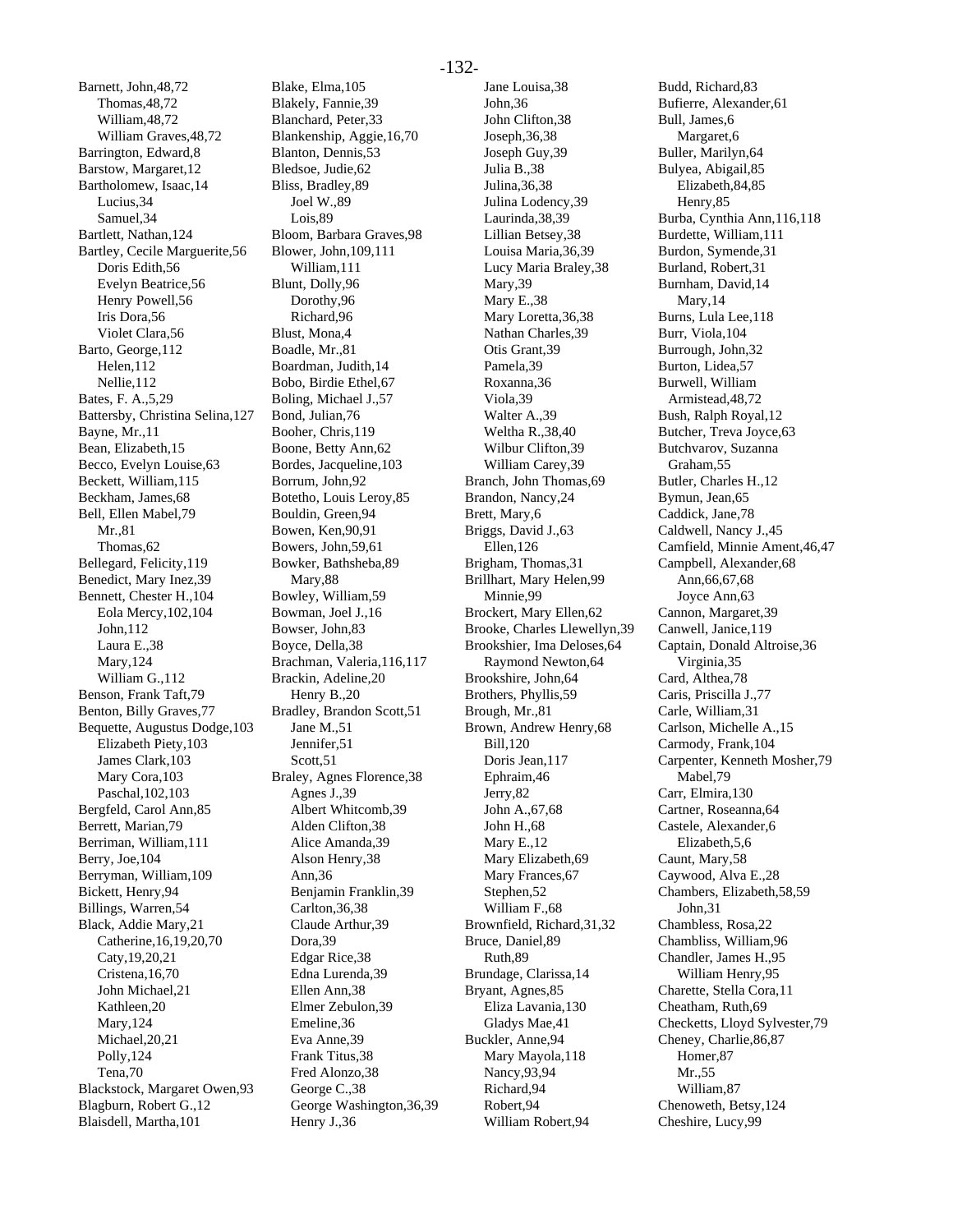Barnett, John,48,72
  Thomas,48,72
  William,48,72
  William Graves,48,72
Barrington, Edward,8
Barstow, Margaret,12
Bartholomew, Isaac,14
  Lucius,34
  Samuel,34
Bartlett, Nathan,124
Bartley, Cecile Marguerite,56
  Doris Edith,56
  Evelyn Beatrice,56
  Henry Powell,56
  Iris Dora,56
  Violet Clara,56
Barto, George,112
  Helen,112
  Nellie,112
Bates, F. A.,5,29
Battersby, Christina Selina,127
Bayne, Mr.,11
Bean, Elizabeth,15
Becco, Evelyn Louise,63
Beckett, William,115
Beckham, James,68
Bell, Ellen Mabel,79
  Mr.,81
  Thomas,62
Bellegard, Felicity,119
Benedict, Mary Inez,39
Bennett, Chester H.,104
  Eola Mercy,102,104
  John,112
  Laura E.,38
  Mary,124
  William G.,112
Benson, Frank Taft,79
Benton, Billy Graves,77
Bequette, Augustus Dodge,103
  Elizabeth Piety,103
  James Clark,103
  Mary Cora,103
  Paschal,102,103
Bergfeld, Carol Ann,85
Berrett, Marian,79
Berriman, William,111
Berry, Joe,104
Berryman, William,109
Bickett, Henry,94
Billings, Warren,54
Black, Addie Mary,21
  Catherine,16,19,20,70
  Caty,19,20,21
  Cristena,16,70
  John Michael,21
  Kathleen,20
  Mary,124
  Michael,20,21
  Polly,124
  Tena,70
Blackstock, Margaret Owen,93
Blagburn, Robert G.,12
Blaisdell, Martha,101
Blake, Elma,105
Blakely, Fannie,39
Blanchard, Peter,33
Blankenship, Aggie,16,70
Blanton, Dennis,53
Bledsoe, Judie,62
Bliss, Bradley,89
  Joel W.,89
  Lois,89
Bloom, Barbara Graves,98
Blower, John,109,111
  William,111
Blunt, Dolly,96
  Dorothy,96
  Richard,96
Blust, Mona,4
Boadle, Mr.,81
Boardman, Judith,14
Bobo, Birdie Ethel,67
Boling, Michael J.,57
Bond, Julian,76
Booher, Chris,119
Boone, Betty Ann,62
Bordes, Jacqueline,103
Borrum, John,92
Botetho, Louis Leroy,85
Bouldin, Green,94
Bowen, Ken,90,91
Bowers, John,59,61
Bowker, Bathsheba,89
  Mary,88
Bowley, William,59
Bowman, Joel J.,16
Bowser, John,83
Boyce, Della,38
Brachman, Valeria,116,117
Brackin, Adeline,20
  Henry B.,20
Bradley, Brandon Scott,51
  Jane M.,51
  Jennifer,51
  Scott,51
Braley, Agnes Florence,38
  Agnes J.,39
  Albert Whitcomb,39
  Alden Clifton,38
  Alice Amanda,39
  Alson Henry,38
  Ann,36
  Benjamin Franklin,39
  Carlton,36,38
  Claude Arthur,39
  Dora,39
  Edgar Rice,38
  Edna Lurenda,39
  Ellen Ann,38
  Elmer Zebulon,39
  Emeline,36
  Eva Anne,39
  Frank Titus,38
  Fred Alonzo,38
  George C.,38
  George Washington,36,39
  Henry J.,36
  Jane Louisa,38
  John,36
  John Clifton,38
  Joseph,36,38
  Joseph Guy,39
  Julia B.,38
  Julina,36,38
  Julina Lodency,39
  Laurinda,38,39
  Lillian Betsey,38
  Louisa Maria,36,39
  Lucy Maria Braley,38
  Mary,39
  Mary E.,38
  Mary Loretta,36,38
  Nathan Charles,39
  Otis Grant,39
  Pamela,39
  Roxanna,36
  Viola,39
  Walter A.,39
  Weltha R.,38,40
  Wilbur Clifton,39
  William Carey,39
Branch, John Thomas,69
Brandon, Nancy,24
Brett, Mary,6
Briggs, David J.,63
  Ellen,126
Brigham, Thomas,31
Brillhart, Mary Helen,99
  Minnie,99
Brockert, Mary Ellen,62
Brooke, Charles Llewellyn,39
Brookshier, Ima Deloses,64
  Raymond Newton,64
Brookshire, John,64
Brothers, Phyllis,59
Brough, Mr.,81
Brown, Andrew Henry,68
  Bill,120
  Doris Jean,117
  Ephraim,46
  Jerry,82
  John A.,67,68
  John H.,68
  Mary E.,12
  Mary Elizabeth,69
  Mary Frances,67
  Stephen,52
  William F.,68
Brownfield, Richard,31,32
Bruce, Daniel,89
  Ruth,89
Brundage, Clarissa,14
Bryant, Agnes,85
  Eliza Lavania,130
  Gladys Mae,41
Buckler, Anne,94
  Mary Mayola,118
  Nancy,93,94
  Richard,94
  Robert,94
  William Robert,94
Budd, Richard,83
Bufierre, Alexander,61
Bull, James,6
  Margaret,6
Buller, Marilyn,64
Bulyea, Abigail,85
  Elizabeth,84,85
  Henry,85
Burba, Cynthia Ann,116,118
Burdette, William,111
Burdon, Symende,31
Burland, Robert,31
Burnham, David,14
  Mary,14
Burns, Lula Lee,118
Burr, Viola,104
Burrough, John,32
Burton, Lidea,57
Burwell, William Armistead,48,72
Bush, Ralph Royal,12
Butcher, Treva Joyce,63
Butchvarov, Suzanna Graham,55
Butler, Charles H.,12
Bymun, Jean,65
Caddick, Jane,78
Caldwell, Nancy J.,45
Camfield, Minnie Ament,46,47
Campbell, Alexander,68
  Ann,66,67,68
  Joyce Ann,63
Cannon, Margaret,39
Canwell, Janice,119
Captain, Donald Altroise,36
  Virginia,35
Card, Althea,78
Caris, Priscilla J.,77
Carle, William,31
Carlson, Michelle A.,15
Carmody, Frank,104
Carpenter, Kenneth Mosher,79
  Mabel,79
Carr, Elmira,130
Cartner, Roseanna,64
Castele, Alexander,6
  Elizabeth,5,6
Caunt, Mary,58
Caywood, Alva E.,28
Chambers, Elizabeth,58,59
  John,31
Chambless, Rosa,22
Chambliss, William,96
Chandler, James H.,95
  William Henry,95
Charette, Stella Cora,11
Cheatham, Ruth,69
Checketts, Lloyd Sylvester,79
Cheney, Charlie,86,87
  Homer,87
  Mr.,55
  William,87
Chenoweth, Betsy,124
Cheshire, Lucy,99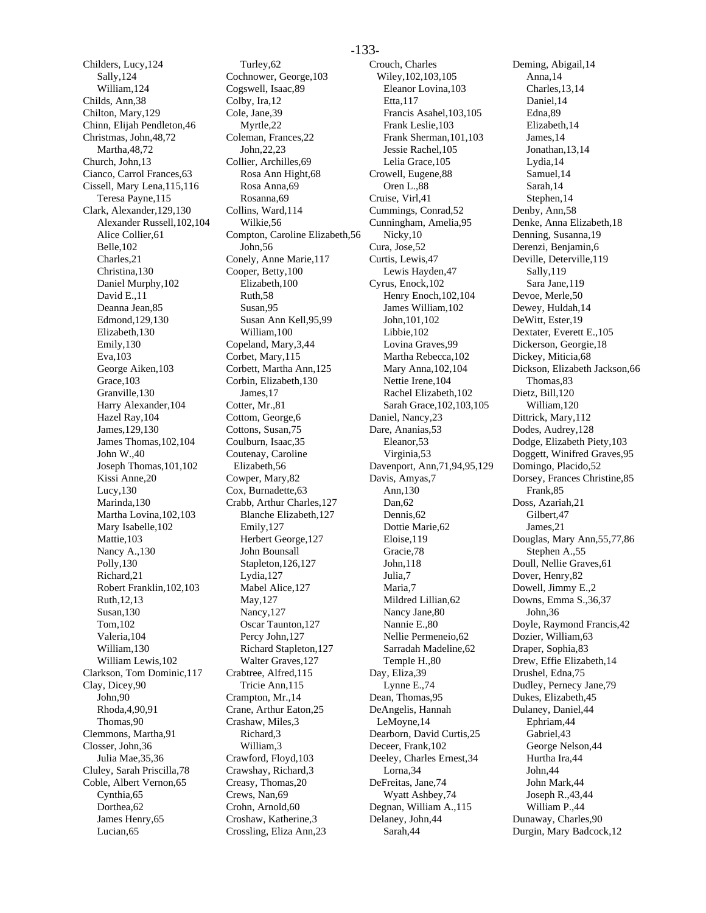Childers, Lucy,124
Sally,124
William,124
Childs, Ann,38
Chilton, Mary,129
Chinn, Elijah Pendleton,46
Christmas, John,48,72
Martha,48,72
Church, John,13
Cianco, Carrol Frances,63
Cissell, Mary Lena,115,116
Teresa Payne,115
Clark, Alexander,129,130
Alexander Russell,102,104
Alice Collier,61
Belle,102
Charles,21
Christina,130
Daniel Murphy,102
David E.,11
Deanna Jean,85
Edmond,129,130
Elizabeth,130
Emily,130
Eva,103
George Aiken,103
Grace,103
Granville,130
Harry Alexander,104
Hazel Ray,104
James,129,130
James Thomas,102,104
John W.,40
Joseph Thomas,101,102
Kissi Anne,20
Lucy,130
Marinda,130
Martha Lovina,102,103
Mary Isabelle,102
Mattie,103
Nancy A.,130
Polly,130
Richard,21
Robert Franklin,102,103
Ruth,12,13
Susan,130
Tom,102
Valeria,104
William,130
William Lewis,102
Clarkson, Tom Dominic,117
Clay, Dicey,90
John,90
Rhoda,4,90,91
Thomas,90
Clemmons, Martha,91
Closser, John,36
Julia Mae,35,36
Cluley, Sarah Priscilla,78
Coble, Albert Vernon,65
Cynthia,65
Dorthea,62
James Henry,65
Lucian,65
Turley,62
Cochnower, George,103
Cogswell, Isaac,89
Colby, Ira,12
Cole, Jane,39
Myrtle,22
Coleman, Frances,22
John,22,23
Collier, Archilles,69
Rosa Ann Hight,68
Rosa Anna,69
Rosanna,69
Collins, Ward,114
Wilkie,56
Compton, Caroline Elizabeth,56
John,56
Conely, Anne Marie,117
Cooper, Betty,100
Elizabeth,100
Ruth,58
Susan,95
Susan Ann Kell,95,99
William,100
Copeland, Mary,3,44
Corbet, Mary,115
Corbett, Martha Ann,125
Corbin, Elizabeth,130
James,17
Cotter, Mr.,81
Cottom, George,6
Cottons, Susan,75
Coulburn, Isaac,35
Coutenay, Caroline Elizabeth,56
Cowper, Mary,82
Cox, Burnadette,63
Crabb, Arthur Charles,127
Blanche Elizabeth,127
Emily,127
Herbert George,127
John Bounsall Stapleton,126,127
Lydia,127
Mabel Alice,127
May,127
Nancy,127
Oscar Taunton,127
Percy John,127
Richard Stapleton,127
Walter Graves,127
Crabtree, Alfred,115
Tricie Ann,115
Crampton, Mr.,14
Crane, Arthur Eaton,25
Crashaw, Miles,3
Richard,3
William,3
Crawford, Floyd,103
Crawshay, Richard,3
Creasy, Thomas,20
Crews, Nan,69
Crohn, Arnold,60
Croshaw, Katherine,3
Crossling, Eliza Ann,23
Crouch, Charles Wiley,102,103,105
Eleanor Lovina,103
Etta,117
Francis Asahel,103,105
Frank Leslie,103
Frank Sherman,101,103
Jessie Rachel,105
Lelia Grace,105
Crowell, Eugene,88
Oren L.,88
Cruise, Virl,41
Cummings, Conrad,52
Cunningham, Amelia,95
Nicky,10
Cura, Jose,52
Curtis, Lewis,47
Lewis Hayden,47
Cyrus, Enock,102
Henry Enoch,102,104
James William,102
John,101,102
Libbie,102
Lovina Graves,99
Martha Rebecca,102
Mary Anna,102,104
Nettie Irene,104
Rachel Elizabeth,102
Sarah Grace,102,103,105
Daniel, Nancy,23
Dare, Ananias,53
Eleanor,53
Virginia,53
Davenport, Ann,71,94,95,129
Davis, Amyas,7
Ann,130
Dan,62
Dennis,62
Dottie Marie,62
Eloise,119
Gracie,78
John,118
Julia,7
Maria,7
Mildred Lillian,62
Nancy Jane,80
Nannie E.,80
Nellie Permeneio,62
Sarradah Madeline,62
Temple H.,80
Day, Eliza,39
Lynne E.,74
Dean, Thomas,95
DeAngelis, Hannah LeMoyne,14
Dearborn, David Curtis,25
Deceer, Frank,102
Deeley, Charles Ernest,34
Lorna,34
DeFreitas, Jane,74
Wyatt Ashbey,74
Degnan, William A.,115
Delaney, John,44
Sarah,44
Deming, Abigail,14
Anna,14
Charles,13,14
Daniel,14
Edna,89
Elizabeth,14
James,14
Jonathan,13,14
Lydia,14
Samuel,14
Sarah,14
Stephen,14
Denby, Ann,58
Denke, Anna Elizabeth,18
Denning, Susanna,19
Derenzi, Benjamin,6
Deville, Deterville,119
Sally,119
Sara Jane,119
Devoe, Merle,50
Dewey, Huldah,14
DeWitt, Ester,19
Dextater, Everett E.,105
Dickerson, Georgie,18
Dickey, Miticia,68
Dickson, Elizabeth Jackson,66
Thomas,83
Dietz, Bill,120
William,120
Dittrick, Mary,112
Dodes, Audrey,128
Dodge, Elizabeth Piety,103
Doggett, Winifred Graves,95
Domingo, Placido,52
Dorsey, Frances Christine,85
Frank,85
Doss, Azariah,21
Gilbert,47
James,21
Douglas, Mary Ann,55,77,86
Stephen A.,55
Doull, Nellie Graves,61
Dover, Henry,82
Dowell, Jimmy E.,2
Downs, Emma S.,36,37
John,36
Doyle, Raymond Francis,42
Dozier, William,63
Draper, Sophia,83
Drew, Effie Elizabeth,14
Drushel, Edna,75
Dudley, Pernecy Jane,79
Dukes, Elizabeth,45
Dulaney, Daniel,44
Ephriam,44
Gabriel,43
George Nelson,44
Hurtha Ira,44
John,44
John Mark,44
Joseph R.,43,44
William P.,44
Dunaway, Charles,90
Durgin, Mary Badcock,12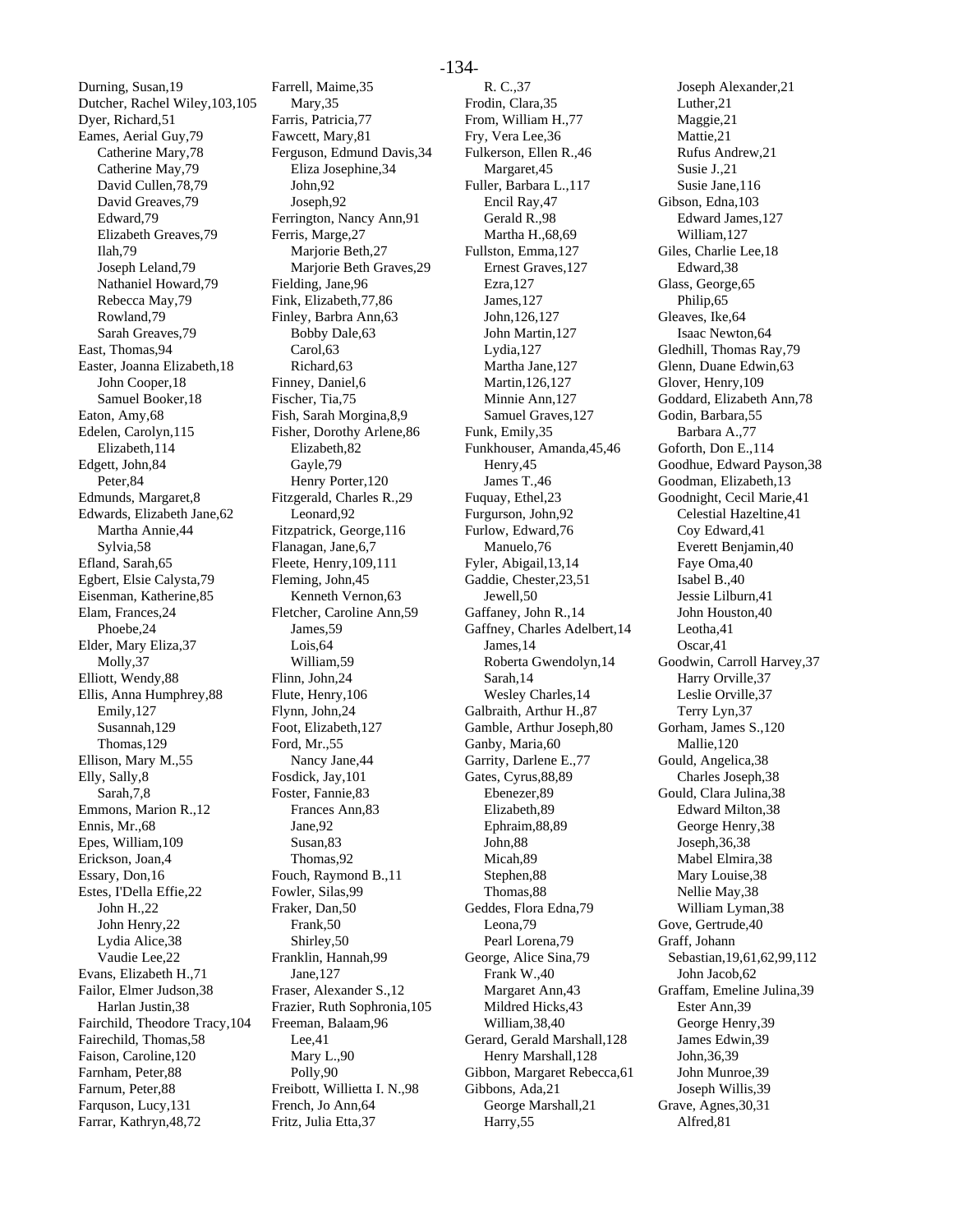Durning, Susan,19
Dutcher, Rachel Wiley,103,105
Dyer, Richard,51
Eames, Aerial Guy,79
    Catherine Mary,78
    Catherine May,79
    David Cullen,78,79
    David Greaves,79
    Edward,79
    Elizabeth Greaves,79
    Ilah,79
    Joseph Leland,79
    Nathaniel Howard,79
    Rebecca May,79
    Rowland,79
    Sarah Greaves,79
East, Thomas,94
Easter, Joanna Elizabeth,18
    John Cooper,18
    Samuel Booker,18
Eaton, Amy,68
Edelen, Carolyn,115
    Elizabeth,114
Edgett, John,84
    Peter,84
Edmunds, Margaret,8
Edwards, Elizabeth Jane,62
    Martha Annie,44
    Sylvia,58
Efland, Sarah,65
Egbert, Elsie Calysta,79
Eisenman, Katherine,85
Elam, Frances,24
    Phoebe,24
Elder, Mary Eliza,37
    Molly,37
Elliott, Wendy,88
Ellis, Anna Humphrey,88
    Emily,127
    Susannah,129
    Thomas,129
Ellison, Mary M.,55
Elly, Sally,8
    Sarah,7,8
Emmons, Marion R.,12
Ennis, Mr.,68
Epes, William,109
Erickson, Joan,4
Essary, Don,16
Estes, I'Della Effie,22
    John H.,22
    John Henry,22
    Lydia Alice,38
    Vaudie Lee,22
Evans, Elizabeth H.,71
Failor, Elmer Judson,38
    Harlan Justin,38
Fairchild, Theodore Tracy,104
Fairechild, Thomas,58
Faison, Caroline,120
Farnham, Peter,88
Farnum, Peter,88
Farquson, Lucy,131
Farrar, Kathryn,48,72
Farrell, Maime,35
    Mary,35
Farris, Patricia,77
Fawcett, Mary,81
Ferguson, Edmund Davis,34
    Eliza Josephine,34
    John,92
    Joseph,92
Ferrington, Nancy Ann,91
Ferris, Marge,27
    Marjorie Beth,27
    Marjorie Beth Graves,29
Fielding, Jane,96
Fink, Elizabeth,77,86
Finley, Barbra Ann,63
    Bobby Dale,63
    Carol,63
    Richard,63
Finney, Daniel,6
Fischer, Tia,75
Fish, Sarah Morgina,8,9
Fisher, Dorothy Arlene,86
    Elizabeth,82
    Gayle,79
    Henry Porter,120
Fitzgerald, Charles R.,29
    Leonard,92
Fitzpatrick, George,116
Flanagan, Jane,6,7
Fleete, Henry,109,111
Fleming, John,45
    Kenneth Vernon,63
Fletcher, Caroline Ann,59
    James,59
    Lois,64
    William,59
Flinn, John,24
Flute, Henry,106
Flynn, John,24
Foot, Elizabeth,127
Ford, Mr.,55
    Nancy Jane,44
Fosdick, Jay,101
Foster, Fannie,83
    Frances Ann,83
    Jane,92
    Susan,83
    Thomas,92
Fouch, Raymond B.,11
Fowler, Silas,99
Fraker, Dan,50
    Frank,50
    Shirley,50
Franklin, Hannah,99
    Jane,127
Fraser, Alexander S.,12
Frazier, Ruth Sophronia,105
Freeman, Balaam,96
    Lee,41
    Mary L.,90
    Polly,90
Freibott, Willietta I. N.,98
French, Jo Ann,64
Fritz, Julia Etta,37
    R. C.,37
Frodin, Clara,35
From, William H.,77
Fry, Vera Lee,36
Fulkerson, Ellen R.,46
    Margaret,45
Fuller, Barbara L.,117
    Encil Ray,47
    Gerald R.,98
    Martha H.,68,69
Fullston, Emma,127
    Ernest Graves,127
    Ezra,127
    James,127
    John,126,127
    John Martin,127
    Lydia,127
    Martha Jane,127
    Martin,126,127
    Minnie Ann,127
    Samuel Graves,127
Funk, Emily,35
Funkhouser, Amanda,45,46
    Henry,45
    James T.,46
Fuquay, Ethel,23
Furgurson, John,92
Furlow, Edward,76
    Manuelo,76
Fyler, Abigail,13,14
Gaddie, Chester,23,51
    Jewell,50
Gaffaney, John R.,14
Gaffney, Charles Adelbert,14
    James,14
    Roberta Gwendolyn,14
    Sarah,14
    Wesley Charles,14
Galbraith, Arthur H.,87
Gamble, Arthur Joseph,80
Ganby, Maria,60
Garrity, Darlene E.,77
Gates, Cyrus,88,89
    Ebenezer,89
    Elizabeth,89
    Ephraim,88,89
    John,88
    Micah,89
    Stephen,88
    Thomas,88
Geddes, Flora Edna,79
    Leona,79
    Pearl Lorena,79
George, Alice Sina,79
    Frank W.,40
    Margaret Ann,43
    Mildred Hicks,43
    William,38,40
Gerard, Gerald Marshall,128
    Henry Marshall,128
Gibbon, Margaret Rebecca,61
Gibbons, Ada,21
    George Marshall,21
    Harry,55
    Joseph Alexander,21
    Luther,21
    Maggie,21
    Mattie,21
    Rufus Andrew,21
    Susie J.,21
    Susie Jane,116
Gibson, Edna,103
    Edward James,127
    William,127
Giles, Charlie Lee,18
    Edward,38
Glass, George,65
    Philip,65
Gleaves, Ike,64
    Isaac Newton,64
Gledhill, Thomas Ray,79
Glenn, Duane Edwin,63
Glover, Henry,109
Goddard, Elizabeth Ann,78
Godin, Barbara,55
    Barbara A.,77
Goforth, Don E.,114
Goodhue, Edward Payson,38
Goodman, Elizabeth,13
Goodnight, Cecil Marie,41
    Celestial Hazeltine,41
    Coy Edward,41
    Everett Benjamin,40
    Faye Oma,40
    Isabel B.,40
    Jessie Lilburn,41
    John Houston,40
    Leotha,41
    Oscar,41
Goodwin, Carroll Harvey,37
    Harry Orville,37
    Leslie Orville,37
    Terry Lyn,37
Gorham, James S.,120
    Mallie,120
Gould, Angelica,38
    Charles Joseph,38
Gould, Clara Julina,38
    Edward Milton,38
    George Henry,38
    Joseph,36,38
    Mabel Elmira,38
    Mary Louise,38
    Nellie May,38
    William Lyman,38
Gove, Gertrude,40
Graff, Johann Sebastian,19,61,62,99,112
    John Jacob,62
Graffam, Emeline Julina,39
    Ester Ann,39
    George Henry,39
    James Edwin,39
    John,36,39
    John Munroe,39
    Joseph Willis,39
Grave, Agnes,30,31
    Alfred,81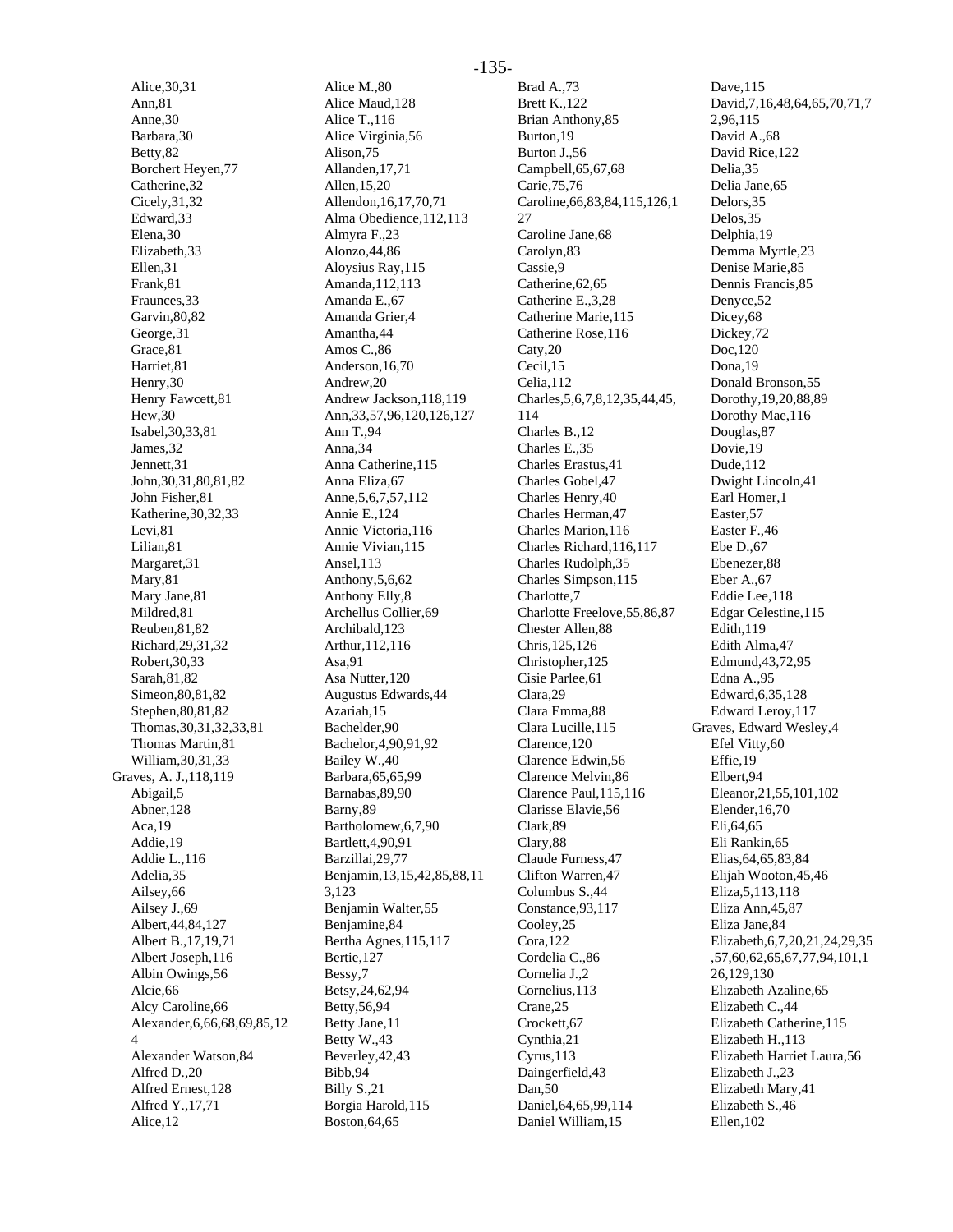Alice,30,31
Ann,81
Anne,30
Barbara,30
Betty,82
Borchert Heyen,77
Catherine,32
Cicely,31,32
Edward,33
Elena,30
Elizabeth,33
Ellen,31
Frank,81
Fraunces,33
Garvin,80,82
George,31
Grace,81
Harriet,81
Henry,30
Henry Fawcett,81
Hew,30
Isabel,30,33,81
James,32
Jennett,31
John,30,31,80,81,82
John Fisher,81
Katherine,30,32,33
Levi,81
Lilian,81
Margaret,31
Mary,81
Mary Jane,81
Mildred,81
Reuben,81,82
Richard,29,31,32
Robert,30,33
Sarah,81,82
Simeon,80,81,82
Stephen,80,81,82
Thomas,30,31,32,33,81
Thomas Martin,81
William,30,31,33

Graves, A. J.,118,119
Abigail,5
Abner,128
Aca,19
Addie,19
Addie L.,116
Adelia,35
Ailsey,66
Ailsey J.,69
Albert,44,84,127
Albert B.,17,19,71
Albert Joseph,116
Albin Owings,56
Alcie,66
Alcy Caroline,66
Alexander,6,66,68,69,85,124
Alexander Watson,84
Alfred D.,20
Alfred Ernest,128
Alfred Y.,17,71
Alice,12
Alice M.,80
Alice Maud,128
Alice T.,116
Alice Virginia,56
Alison,75
Allanden,17,71
Allen,15,20
Allendon,16,17,70,71
Alma Obedience,112,113
Almyra F.,23
Alonzo,44,86
Aloysius Ray,115
Amanda,112,113
Amanda E.,67
Amanda Grier,4
Amantha,44
Amos C.,86
Anderson,16,70
Andrew,20
Andrew Jackson,118,119
Ann,33,57,96,120,126,127
Ann T.,94
Anna,34
Anna Catherine,115
Anna Eliza,67
Anne,5,6,7,57,112
Annie E.,124
Annie Victoria,116
Annie Vivian,115
Ansel,113
Anthony,5,6,62
Anthony Elly,8
Archellus Collier,69
Archibald,123
Arthur,112,116
Asa,91
Asa Nutter,120
Augustus Edwards,44
Azariah,15
Bachelder,90
Bachelor,4,90,91,92
Bailey W.,40
Barbara,65,65,99
Barnabas,89,90
Barny,89
Bartholomew,6,7,90
Bartlett,4,90,91
Barzillai,29,77
Benjamin,13,15,42,85,88,113,123
Benjamin Walter,55
Benjamine,84
Bertha Agnes,115,117
Bertie,127
Bessy,7
Betsy,24,62,94
Betty,56,94
Betty Jane,11
Betty W.,43
Beverley,42,43
Bibb,94
Billy S.,21
Borgia Harold,115
Boston,64,65
Brad A.,73
Brett K.,122
Brian Anthony,85
Burton,19
Burton J.,56
Campbell,65,67,68
Carie,75,76
Caroline,66,83,84,115,126,127
Caroline Jane,68
Carolyn,83
Cassie,9
Catherine,62,65
Catherine E.,3,28
Catherine Marie,115
Catherine Rose,116
Caty,20
Cecil,15
Celia,112
Charles,5,6,7,8,12,35,44,45,114
Charles B.,12
Charles E.,35
Charles Erastus,41
Charles Gobel,47
Charles Henry,40
Charles Herman,47
Charles Marion,116
Charles Richard,116,117
Charles Rudolph,35
Charles Simpson,115
Charlotte,7
Charlotte Freelove,55,86,87
Chester Allen,88
Chris,125,126
Christopher,125
Cisie Parlee,61
Clara,29
Clara Emma,88
Clara Lucille,115
Clarence,120
Clarence Edwin,56
Clarence Melvin,86
Clarence Paul,115,116
Clarisse Elavie,56
Clark,89
Clary,88
Claude Furness,47
Clifton Warren,47
Columbus S.,44
Constance,93,117
Cooley,25
Cora,122
Cordelia C.,86
Cornelia J.,2
Cornelius,113
Crane,25
Crockett,67
Cynthia,21
Cyrus,113
Daingerfield,43
Dan,50
Daniel,64,65,99,114
Daniel William,15
Dave,115
David,7,16,48,64,65,70,71,72,96,115
David A.,68
David Rice,122
Delia,35
Delia Jane,65
Delors,35
Delos,35
Delphia,19
Demma Myrtle,23
Denise Marie,85
Dennis Francis,85
Denyce,52
Dicey,68
Dickey,72
Doc,120
Dona,19
Donald Bronson,55
Dorothy,19,20,88,89
Dorothy Mae,116
Douglas,87
Dovie,19
Dude,112
Dwight Lincoln,41
Earl Homer,1
Easter,57
Easter F.,46
Ebe D.,67
Ebenezer,88
Eber A.,67
Eddie Lee,118
Edgar Celestine,115
Edith,119
Edith Alma,47
Edmund,43,72,95
Edna A.,95
Edward,6,35,128
Edward Leroy,117

Graves, Edward Wesley,4
Efel Vitty,60
Effie,19
Elbert,94
Eleanor,21,55,101,102
Elender,16,70
Eli,64,65
Eli Rankin,65
Elias,64,65,83,84
Elijah Wooton,45,46
Eliza,5,113,118
Eliza Ann,45,87
Eliza Jane,84
Elizabeth,6,7,20,21,24,29,35,57,60,62,65,67,77,94,101,126,129,130
Elizabeth Azaline,65
Elizabeth C.,44
Elizabeth Catherine,115
Elizabeth H.,113
Elizabeth Harriet Laura,56
Elizabeth J.,23
Elizabeth Mary,41
Elizabeth S.,46
Ellen,102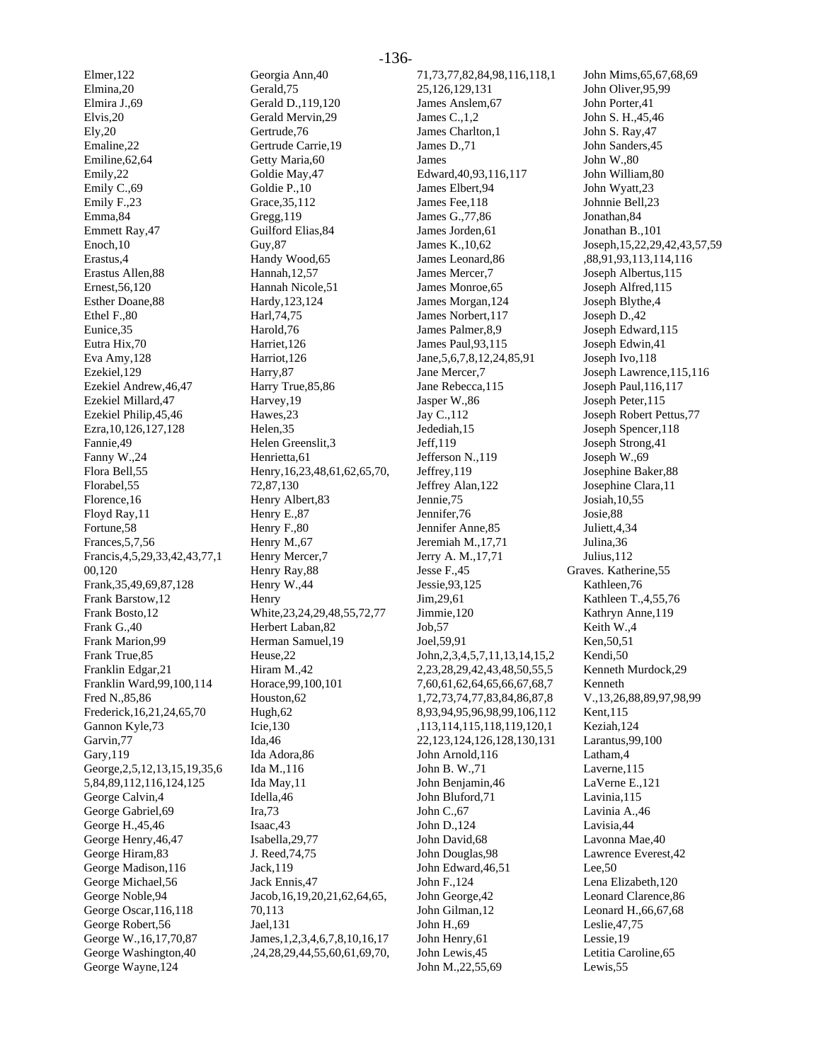Elmer,122
Elmina,20
Elmira J.,69
Elvis,20
Ely,20
Emaline,22
Emiline,62,64
Emily,22
Emily C.,69
Emily F.,23
Emma,84
Emmett Ray,47
Enoch,10
Erastus,4
Erastus Allen,88
Ernest,56,120
Esther Doane,88
Ethel F.,80
Eunice,35
Eutra Hix,70
Eva Amy,128
Ezekiel,129
Ezekiel Andrew,46,47
Ezekiel Millard,47
Ezekiel Philip,45,46
Ezra,10,126,127,128
Fannie,49
Fanny W.,24
Flora Bell,55
Florabel,55
Florence,16
Floyd Ray,11
Fortune,58
Frances,5,7,56
Francis,4,5,29,33,42,43,77,100,120
Frank,35,49,69,87,128
Frank Barstow,12
Frank Bosto,12
Frank G.,40
Frank Marion,99
Frank True,85
Franklin Edgar,21
Franklin Ward,99,100,114
Fred N.,85,86
Frederick,16,21,24,65,70
Gannon Kyle,73
Garvin,77
Gary,119
George,2,5,12,13,15,19,35,65,84,89,112,116,124,125
George Calvin,4
George Gabriel,69
George H.,45,46
George Henry,46,47
George Hiram,83
George Madison,116
George Michael,56
George Noble,94
George Oscar,116,118
George Robert,56
George W.,16,17,70,87
George Washington,40
George Wayne,124
Georgia Ann,40
Gerald,75
Gerald D.,119,120
Gerald Mervin,29
Gertrude,76
Gertrude Carrie,19
Getty Maria,60
Goldie May,47
Goldie P.,10
Grace,35,112
Gregg,119
Guilford Elias,84
Guy,87
Handy Wood,65
Hannah,12,57
Hannah Nicole,51
Hardy,123,124
Harl,74,75
Harold,76
Harriet,126
Harriot,126
Harry,87
Harry True,85,86
Harvey,19
Hawes,23
Helen,35
Helen Greenslit,3
Henrietta,61
Henry,16,23,48,61,62,65,70,72,87,130
Henry Albert,83
Henry E.,87
Henry F.,80
Henry M.,67
Henry Mercer,7
Henry Ray,88
Henry W.,44
Henry White,23,24,29,48,55,72,77
Herbert Laban,82
Herman Samuel,19
Heuse,22
Hiram M.,42
Horace,99,100,101
Houston,62
Hugh,62
Icie,130
Ida,46
Ida Adora,86
Ida M.,116
Ida May,11
Idella,46
Ira,73
Isaac,43
Isabella,29,77
J. Reed,74,75
Jack,119
Jack Ennis,47
Jacob,16,19,20,21,62,64,65,70,113
Jael,131
James,1,2,3,4,6,7,8,10,16,17,24,28,29,44,55,60,61,69,70,71,73,77,82,84,98,116,118,125,126,129,131
James Anslem,67
James C.,1,2
James Charlton,1
James D.,71
James Edward,40,93,116,117
James Elbert,94
James Fee,118
James G.,77,86
James Jorden,61
James K.,10,62
James Leonard,86
James Mercer,7
James Monroe,65
James Morgan,124
James Norbert,117
James Palmer,8,9
James Paul,93,115
Jane,5,6,7,8,12,24,85,91
Jane Mercer,7
Jane Rebecca,115
Jasper W.,86
Jay C.,112
Jedediah,15
Jeff,119
Jefferson N.,119
Jeffrey,119
Jeffrey Alan,122
Jennie,75
Jennifer,76
Jennifer Anne,85
Jeremiah M.,17,71
Jerry A. M.,17,71
Jesse F.,45
Jessie,93,125
Jim,29,61
Jimmie,120
Job,57
Joel,59,91
John,2,3,4,5,7,11,13,14,15,22,23,28,29,42,43,48,50,55,57,60,61,62,64,65,66,67,68,71,72,73,74,77,83,84,86,87,88,93,94,95,96,98,99,106,112,113,114,115,118,119,120,122,123,124,126,128,130,131
John Arnold,116
John B. W.,71
John Benjamin,46
John Bluford,71
John C.,67
John D.,124
John David,68
John Douglas,98
John Edward,46,51
John F.,124
John George,42
John Gilman,12
John H.,69
John Henry,61
John Lewis,45
John M.,22,55,69
John Mims,65,67,68,69
John Oliver,95,99
John Porter,41
John S. H.,45,46
John S. Ray,47
John Sanders,45
John W.,80
John William,80
John Wyatt,23
Johnnie Bell,23
Jonathan,84
Jonathan B.,101
Joseph,15,22,29,42,43,57,59,88,91,93,113,114,116
Joseph Albertus,115
Joseph Alfred,115
Joseph Blythe,4
Joseph D.,42
Joseph Edward,115
Joseph Edwin,41
Joseph Ivo,118
Joseph Lawrence,115,116
Joseph Paul,116,117
Joseph Peter,115
Joseph Robert Pettus,77
Joseph Spencer,118
Joseph Strong,41
Joseph W.,69
Josephine Baker,88
Josephine Clara,11
Josiah,10,55
Josie,88
Juliett,4,34
Julina,36
Julius,112

Graves. Katherine,55
Kathleen,76
Kathleen T.,4,55,76
Kathryn Anne,119
Keith W.,4
Ken,50,51
Kendi,50
Kenneth Murdock,29
Kenneth V.,13,26,88,89,97,98,99
Kent,115
Keziah,124
Larantus,99,100
Latham,4
Laverne,115
LaVerne E.,121
Lavinia,115
Lavinia A.,46
Lavisia,44
Lavonna Mae,40
Lawrence Everest,42
Lee,50
Lena Elizabeth,120
Leonard Clarence,86
Leonard H.,66,67,68
Leslie,47,75
Lessie,19
Letitia Caroline,65
Lewis,55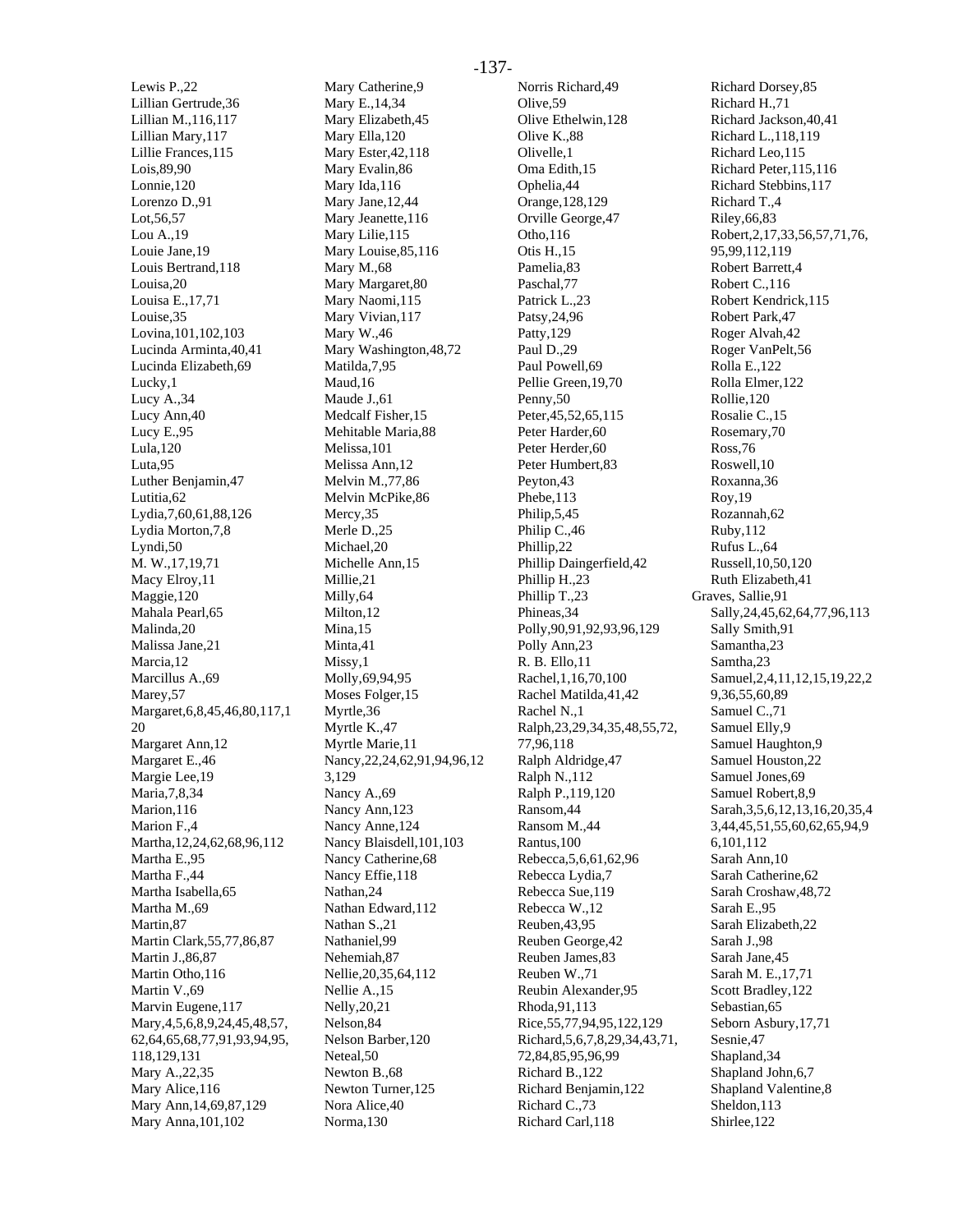Lewis P.,22
Lillian Gertrude,36
Lillian M.,116,117
Lillian Mary,117
Lillie Frances,115
Lois,89,90
Lonnie,120
Lorenzo D.,91
Lot,56,57
Lou A.,19
Louie Jane,19
Louis Bertrand,118
Louisa,20
Louisa E.,17,71
Louise,35
Lovina,101,102,103
Lucinda Arminta,40,41
Lucinda Elizabeth,69
Lucky,1
Lucy A.,34
Lucy Ann,40
Lucy E.,95
Lula,120
Luta,95
Luther Benjamin,47
Lutitia,62
Lydia,7,60,61,88,126
Lydia Morton,7,8
Lyndi,50
M. W.,17,19,71
Macy Elroy,11
Maggie,120
Mahala Pearl,65
Malinda,20
Malissa Jane,21
Marcia,12
Marcillus A.,69
Marey,57
Margaret,6,8,45,46,80,117,120
Margaret Ann,12
Margaret E.,46
Margie Lee,19
Maria,7,8,34
Marion,116
Marion F.,4
Martha,12,24,62,68,96,112
Martha E.,95
Martha F.,44
Martha Isabella,65
Martha M.,69
Martin,87
Martin Clark,55,77,86,87
Martin J.,86,87
Martin Otho,116
Martin V.,69
Marvin Eugene,117
Mary,4,5,6,8,9,24,45,48,57,62,64,65,68,77,91,93,94,95,118,129,131
Mary A.,22,35
Mary Alice,116
Mary Ann,14,69,87,129
Mary Anna,101,102
Mary Catherine,9
Mary E.,14,34
Mary Elizabeth,45
Mary Ella,120
Mary Ester,42,118
Mary Evalin,86
Mary Ida,116
Mary Jane,12,44
Mary Jeanette,116
Mary Lilie,115
Mary Louise,85,116
Mary M.,68
Mary Margaret,80
Mary Naomi,115
Mary Vivian,117
Mary W.,46
Mary Washington,48,72
Matilda,7,95
Maud,16
Maude J.,61
Medcalf Fisher,15
Mehitable Maria,88
Melissa,101
Melissa Ann,12
Melvin M.,77,86
Melvin McPike,86
Mercy,35
Merle D.,25
Michael,20
Michelle Ann,15
Millie,21
Milly,64
Milton,12
Mina,15
Minta,41
Missy,1
Molly,69,94,95
Moses Folger,15
Myrtle,36
Myrtle K.,47
Myrtle Marie,11
Nancy,22,24,62,91,94,96,123,129
Nancy A.,69
Nancy Ann,123
Nancy Anne,124
Nancy Blaisdell,101,103
Nancy Catherine,68
Nancy Effie,118
Nathan,24
Nathan Edward,112
Nathan S.,21
Nathaniel,99
Nehemiah,87
Nellie,20,35,64,112
Nellie A.,15
Nelly,20,21
Nelson,84
Nelson Barber,120
Neteal,50
Newton B.,68
Newton Turner,125
Nora Alice,40
Norma,130
Norris Richard,49
Olive,59
Olive Ethelwin,128
Olive K.,88
Olivelle,1
Oma Edith,15
Ophelia,44
Orange,128,129
Orville George,47
Otho,116
Otis H.,15
Pamelia,83
Paschal,77
Patrick L.,23
Patsy,24,96
Patty,129
Paul D.,29
Paul Powell,69
Pellie Green,19,70
Penny,50
Peter,45,52,65,115
Peter Harder,60
Peter Herder,60
Peter Humbert,83
Peyton,43
Phebe,113
Philip,5,45
Philip C.,46
Phillip,22
Phillip Daingerfield,42
Phillip H.,23
Phillip T.,23
Phineas,34
Polly,90,91,92,93,96,129
Polly Ann,23
R. B. Ello,11
Rachel,1,16,70,100
Rachel Matilda,41,42
Rachel N.,1
Ralph,23,29,34,35,48,55,72,77,96,118
Ralph Aldridge,47
Ralph N.,112
Ralph P.,119,120
Ransom,44
Ransom M.,44
Rantus,100
Rebecca,5,6,61,62,96
Rebecca Lydia,7
Rebecca Sue,119
Rebecca W.,12
Reuben,43,95
Reuben George,42
Reuben James,83
Reuben W.,71
Reubin Alexander,95
Rhoda,91,113
Rice,55,77,94,95,122,129
Richard,5,6,7,8,29,34,43,71,72,84,85,95,96,99
Richard B.,122
Richard Benjamin,122
Richard C.,73
Richard Carl,118
Richard Dorsey,85
Richard H.,71
Richard Jackson,40,41
Richard L.,118,119
Richard Leo,115
Richard Peter,115,116
Richard Stebbins,117
Richard T.,4
Riley,66,83
Robert,2,17,33,56,57,71,76,95,99,112,119
Robert Barrett,4
Robert C.,116
Robert Kendrick,115
Robert Park,47
Roger Alvah,42
Roger VanPelt,56
Rolla E.,122
Rolla Elmer,122
Rollie,120
Rosalie C.,15
Rosemary,70
Ross,76
Roswell,10
Roxanna,36
Roy,19
Rozannah,62
Ruby,112
Rufus L.,64
Russell,10,50,120
Ruth Elizabeth,41

Graves, Sallie,91
Sally,24,45,62,64,77,96,113
Sally Smith,91
Samantha,23
Samtha,23
Samuel,2,4,11,12,15,19,22,29,36,55,60,89
Samuel C.,71
Samuel Elly,9
Samuel Haughton,9
Samuel Houston,22
Samuel Jones,69
Samuel Robert,8,9
Sarah,3,5,6,12,13,16,20,35,43,44,45,51,55,60,62,65,94,96,101,112
Sarah Ann,10
Sarah Catherine,62
Sarah Croshaw,48,72
Sarah E.,95
Sarah Elizabeth,22
Sarah J.,98
Sarah Jane,45
Sarah M. E.,17,71
Scott Bradley,122
Sebastian,65
Seborn Asbury,17,71
Sesnie,47
Shapland,34
Shapland John,6,7
Shapland Valentine,8
Sheldon,113
Shirlee,122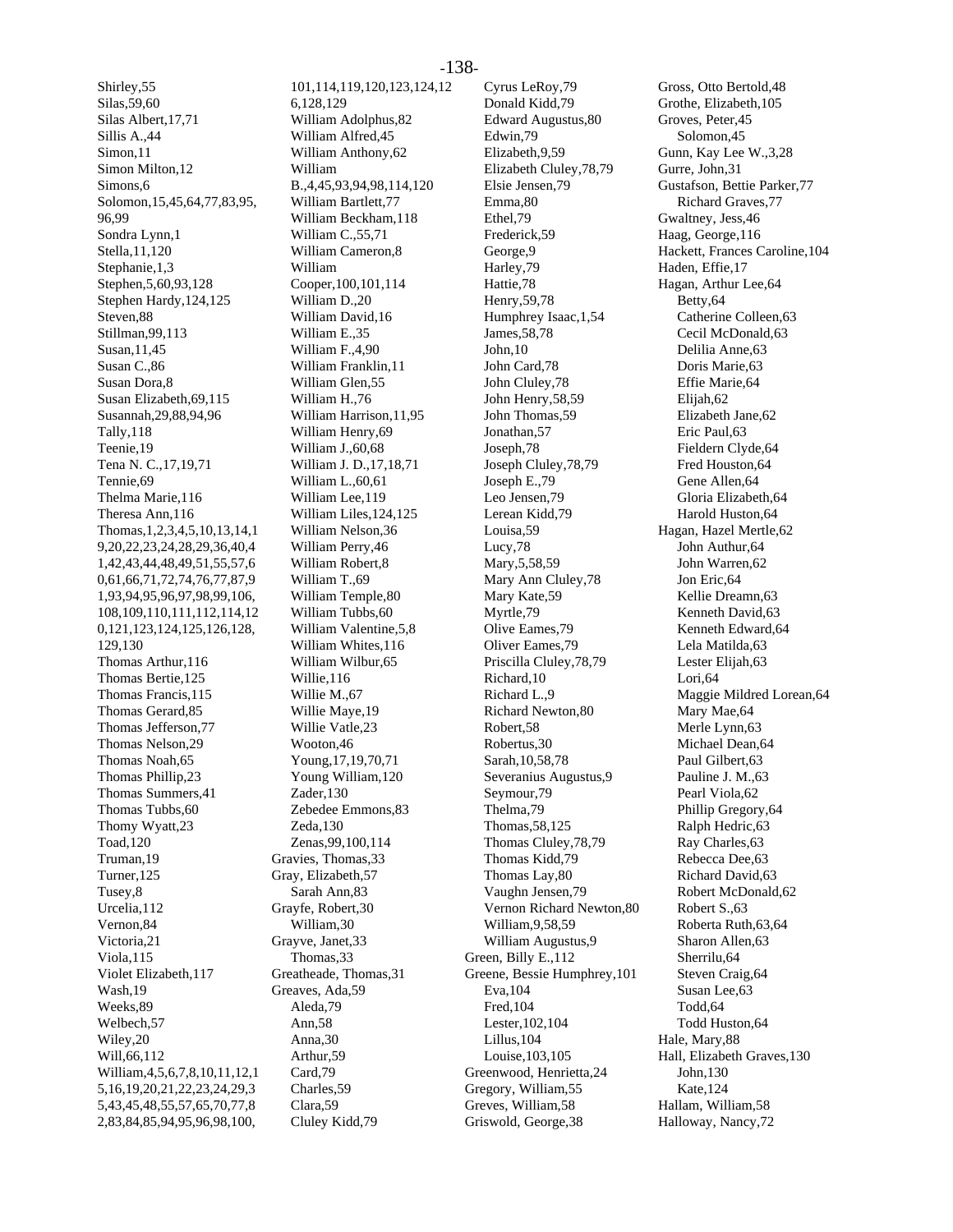Shirley,55
Silas,59,60
Silas Albert,17,71
Sillis A.,44
Simon,11
Simon Milton,12
Simons,6
Solomon,15,45,64,77,83,95,96,99
Sondra Lynn,1
Stella,11,120
Stephanie,1,3
Stephen,5,60,93,128
Stephen Hardy,124,125
Steven,88
Stillman,99,113
Susan,11,45
Susan C.,86
Susan Dora,8
Susan Elizabeth,69,115
Susannah,29,88,94,96
Tally,118
Teenie,19
Tena N. C.,17,19,71
Tennie,69
Thelma Marie,116
Theresa Ann,116
Thomas,1,2,3,4,5,10,13,14,19,20,22,23,24,28,29,36,40,41,42,43,44,48,49,51,55,57,60,61,66,71,72,74,76,77,87,91,93,94,95,96,97,98,99,106,108,109,110,111,112,114,120,121,123,124,125,126,128,129,130
Thomas Arthur,116
Thomas Bertie,125
Thomas Francis,115
Thomas Gerard,85
Thomas Jefferson,77
Thomas Nelson,29
Thomas Noah,65
Thomas Phillip,23
Thomas Summers,41
Thomas Tubbs,60
Thomy Wyatt,23
Toad,120
Truman,19
Turner,125
Tusey,8
Urcelia,112
Vernon,84
Victoria,21
Viola,115
Violet Elizabeth,117
Wash,19
Weeks,89
Welbech,57
Wiley,20
Will,66,112
William,4,5,6,7,8,10,11,12,15,16,19,20,21,22,23,24,29,35,43,45,48,55,57,65,70,77,82,83,84,85,94,95,96,98,100,101,114,119,120,123,124,126,128,129
William Adolphus,82
William Alfred,45
William Anthony,62
William B.,4,45,93,94,98,114,120
William Bartlett,77
William Beckham,118
William C.,55,71
William Cameron,8
William Cooper,100,101,114
William D.,20
William David,16
William E.,35
William F.,4,90
William Franklin,11
William Glen,55
William H.,76
William Harrison,11,95
William Henry,69
William J.,60,68
William J. D.,17,18,71
William L.,60,61
William Lee,119
William Liles,124,125
William Nelson,36
William Perry,46
William Robert,8
William T.,69
William Temple,80
William Tubbs,60
William Valentine,5,8
William Whites,116
William Wilbur,65
Willie,116
Willie M.,67
Willie Maye,19
Willie Vatle,23
Wooton,46
Young,17,19,70,71
Young William,120
Zader,130
Zebedee Emmons,83
Zeda,130
Zenas,99,100,114

Gravies, Thomas,33
Gray, Elizabeth,57
  Sarah Ann,83
Grayfe, Robert,30
  William,30
Grayve, Janet,33
  Thomas,33
Greatheade, Thomas,31
Greaves, Ada,59
  Aleda,79
  Ann,58
  Anna,30
  Arthur,59
  Card,79
  Charles,59
  Clara,59
  Cluley Kidd,79
  Cyrus LeRoy,79
  Donald Kidd,79
  Edward Augustus,80
  Edwin,79
  Elizabeth,9,59
  Elizabeth Cluley,78,79
  Elsie Jensen,79
  Emma,80
  Ethel,79
  Frederick,59
  George,9
  Harley,79
  Hattie,78
  Henry,59,78
  Humphrey Isaac,1,54
  James,58,78
  John,10
  John Card,78
  John Cluley,78
  John Henry,58,59
  John Thomas,59
  Jonathan,57
  Joseph,78
  Joseph Cluley,78,79
  Joseph E.,79
  Leo Jensen,79
  Lerean Kidd,79
  Louisa,59
  Lucy,78
  Mary,5,58,59
  Mary Ann Cluley,78
  Mary Kate,59
  Myrtle,79
  Olive Eames,79
  Oliver Eames,79
  Priscilla Cluley,78,79
  Richard,10
  Richard L.,9
  Richard Newton,80
  Robert,58
  Robertus,30
  Sarah,10,58,78
  Severanius Augustus,9
  Seymour,79
  Thelma,79
  Thomas,58,125
  Thomas Cluley,78,79
  Thomas Kidd,79
  Thomas Lay,80
  Vaughn Jensen,79
  Vernon Richard Newton,80
  William,9,58,59
  William Augustus,9
Green, Billy E.,112
Greene, Bessie Humphrey,101
  Eva,104
  Fred,104
  Lester,102,104
  Lillus,104
  Louise,103,105
Greenwood, Henrietta,24
Gregory, William,55
Greves, William,58
Griswold, George,38
Gross, Otto Bertold,48
Grothe, Elizabeth,105
Groves, Peter,45
  Solomon,45
Gunn, Kay Lee W.,3,28
Gurre, John,31
Gustafson, Bettie Parker,77
  Richard Graves,77
Gwaltney, Jess,46
Haag, George,116
Hackett, Frances Caroline,104
Haden, Effie,17
Hagan, Arthur Lee,64
  Betty,64
  Catherine Colleen,63
  Cecil McDonald,63
  Delilia Anne,63
  Doris Marie,63
  Effie Marie,64
  Elijah,62
  Elizabeth Jane,62
  Eric Paul,63
  Fieldern Clyde,64
  Fred Houston,64
  Gene Allen,64
  Gloria Elizabeth,64
  Harold Huston,64
Hagan, Hazel Mertle,62
  John Authur,64
  John Warren,62
  Jon Eric,64
  Kellie Dreamn,63
  Kenneth David,63
  Kenneth Edward,64
  Lela Matilda,63
  Lester Elijah,63
  Lori,64
  Maggie Mildred Lorean,64
  Mary Mae,64
  Merle Lynn,63
  Michael Dean,64
  Paul Gilbert,63
  Pauline J. M.,63
  Pearl Viola,62
  Phillip Gregory,64
  Ralph Hedric,63
  Ray Charles,63
  Rebecca Dee,63
  Richard David,63
  Robert McDonald,62
  Robert S.,63
  Roberta Ruth,63,64
  Sharon Allen,63
  Sherrilu,64
  Steven Craig,64
  Susan Lee,63
  Todd,64
  Todd Huston,64
Hale, Mary,88
Hall, Elizabeth Graves,130
  John,130
  Kate,124
Hallam, William,58
Halloway, Nancy,72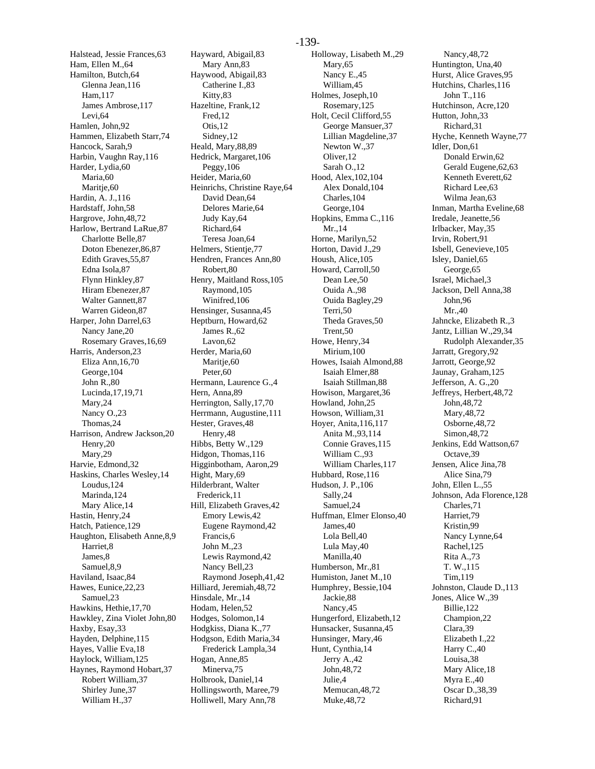Halstead, Jessie Frances,63
Ham, Ellen M.,64
Hamilton, Butch,64
    Glenna Jean,116
    Ham,117
    James Ambrose,117
    Levi,64
Hamlen, John,92
Hammen, Elizabeth Starr,74
Hancock, Sarah,9
Harbin, Vaughn Ray,116
Harder, Lydia,60
    Maria,60
    Maritje,60
Hardin, A. J.,116
Hardstaff, John,58
Hargrove, John,48,72
Harlow, Bertrand LaRue,87
    Charlotte Belle,87
    Doton Ebenezer,86,87
    Edith Graves,55,87
    Edna Isola,87
    Flynn Hinkley,87
    Hiram Ebenezer,87
    Walter Gannett,87
    Warren Gideon,87
Harper, John Darrel,63
    Nancy Jane,20
    Rosemary Graves,16,69
Harris, Anderson,23
    Eliza Ann,16,70
    George,104
    John R.,80
    Lucinda,17,19,71
    Mary,24
    Nancy O.,23
    Thomas,24
Harrison, Andrew Jackson,20
    Henry,20
    Mary,29
Harvie, Edmond,32
Haskins, Charles Wesley,14
    Loudus,124
    Marinda,124
    Mary Alice,14
Hastin, Henry,24
Hatch, Patience,129
Haughton, Elisabeth Anne,8,9
    Harriet,8
    James,8
    Samuel,8,9
Haviland, Isaac,84
Hawes, Eunice,22,23
    Samuel,23
Hawkins, Hethie,17,70
Hawkley, Zina Violet John,80
Haxby, Esay,33
Hayden, Delphine,115
Hayes, Vallie Eva,18
Haylock, William,125
Haynes, Raymond Hobart,37
    Robert William,37
    Shirley June,37
    William H.,37
Hayward, Abigail,83
    Mary Ann,83
Haywood, Abigail,83
    Catherine I.,83
    Kitty,83
Hazeltine, Frank,12
    Fred,12
    Otis,12
    Sidney,12
Heald, Mary,88,89
Hedrick, Margaret,106
    Peggy,106
Heider, Maria,60
Heinrichs, Christine Raye,64
    David Dean,64
    Delores Marie,64
    Judy Kay,64
    Richard,64
    Teresa Joan,64
Helmers, Stientje,77
Hendren, Frances Ann,80
    Robert,80
Henry, Maitland Ross,105
    Raymond,105
    Winifred,106
Hensinger, Susanna,45
Heptburn, Howard,62
    James R.,62
    Lavon,62
Herder, Maria,60
    Maritje,60
    Peter,60
Hermann, Laurence G.,4
Hern, Anna,89
Herrington, Sally,17,70
Herrmann, Augustine,111
Hester, Graves,48
    Henry,48
Hibbs, Betty W.,129
Hidgon, Thomas,116
Higginbotham, Aaron,29
Hight, Mary,69
Hilderbrant, Walter
  Frederick,11
Hill, Elizabeth Graves,42
    Emory Lewis,42
    Eugene Raymond,42
    Francis,6
    John M.,23
    Lewis Raymond,42
    Nancy Bell,23
    Raymond Joseph,41,42
Hilliard, Jeremiah,48,72
Hinsdale, Mr.,14
Hodam, Helen,52
Hodges, Solomon,14
Hodgkiss, Diana K.,77
Hodgson, Edith Maria,34
    Frederick Lampla,34
Hogan, Anne,85
    Minerva,75
Holbrook, Daniel,14
Hollingsworth, Maree,79
Holliwell, Mary Ann,78
Holloway, Lisabeth M.,29
    Mary,65
    Nancy E.,45
    William,45
Holmes, Joseph,10
    Rosemary,125
Holt, Cecil Clifford,55
    George Mansuer,37
    Lillian Magdeline,37
    Newton W.,37
    Oliver,12
    Sarah O.,12
Hood, Alex,102,104
    Alex Donald,104
    Charles,104
    George,104
Hopkins, Emma C.,116
    Mr.,14
Horne, Marilyn,52
Horton, David J.,29
Housh, Alice,105
Howard, Carroll,50
    Dean Lee,50
    Ouida A.,98
    Ouida Bagley,29
    Terri,50
    Theda Graves,50
    Trent,50
Howe, Henry,34
    Mirium,100
Howes, Isaiah Almond,88
    Isaiah Elmer,88
    Isaiah Stillman,88
Howison, Margaret,36
Howland, John,25
Howson, William,31
Hoyer, Anita,116,117
    Anita M.,93,114
    Connie Graves,115
    William C.,93
    William Charles,117
Hubbard, Rose,116
Hudson, J. P.,106
    Sally,24
    Samuel,24
Huffman, Elmer Elonso,40
    James,40
    Lola Bell,40
    Lula May,40
    Manilla,40
Humberson, Mr.,81
Humiston, Janet M.,10
Humphrey, Bessie,104
    Jackie,88
    Nancy,45
Hungerford, Elizabeth,12
Hunsacker, Susanna,45
Hunsinger, Mary,46
Hunt, Cynthia,14
    Jerry A.,42
    John,48,72
    Julie,4
    Memucan,48,72
    Muke,48,72
    Nancy,48,72
Huntington, Una,40
Hurst, Alice Graves,95
Hutchins, Charles,116
    John T.,116
Hutchinson, Acre,120
Hutton, John,33
    Richard,31
Hyche, Kenneth Wayne,77
Idler, Don,61
    Donald Erwin,62
    Gerald Eugene,62,63
    Kenneth Everett,62
    Richard Lee,63
    Wilma Jean,63
Inman, Martha Eveline,68
Iredale, Jeanette,56
Irlbacker, May,35
Irvin, Robert,91
Isbell, Genevieve,105
Isley, Daniel,65
    George,65
Israel, Michael,3
Jackson, Dell Anna,38
    John,96
    Mr.,40
Jahncke, Elizabeth R.,3
Jantz, Lillian W.,29,34
    Rudolph Alexander,35
Jarratt, Gregory,92
Jarrott, George,92
Jaunay, Graham,125
Jefferson, A. G.,20
Jeffreys, Herbert,48,72
    John,48,72
    Mary,48,72
    Osborne,48,72
    Simon,48,72
Jenkins, Edd Wattson,67
    Octave,39
Jensen, Alice Jina,78
    Alice Sina,79
John, Ellen L.,55
Johnson, Ada Florence,128
    Charles,71
    Harriet,79
    Kristin,99
    Nancy Lynne,64
    Rachel,125
    Rita A.,73
    T. W.,115
    Tim,119
Johnston, Claude D.,113
Jones, Alice W.,39
    Billie,122
    Champion,22
    Clara,39
    Elizabeth I.,22
    Harry C.,40
    Louisa,38
    Mary Alice,18
    Myra E.,40
    Oscar D.,38,39
    Richard,91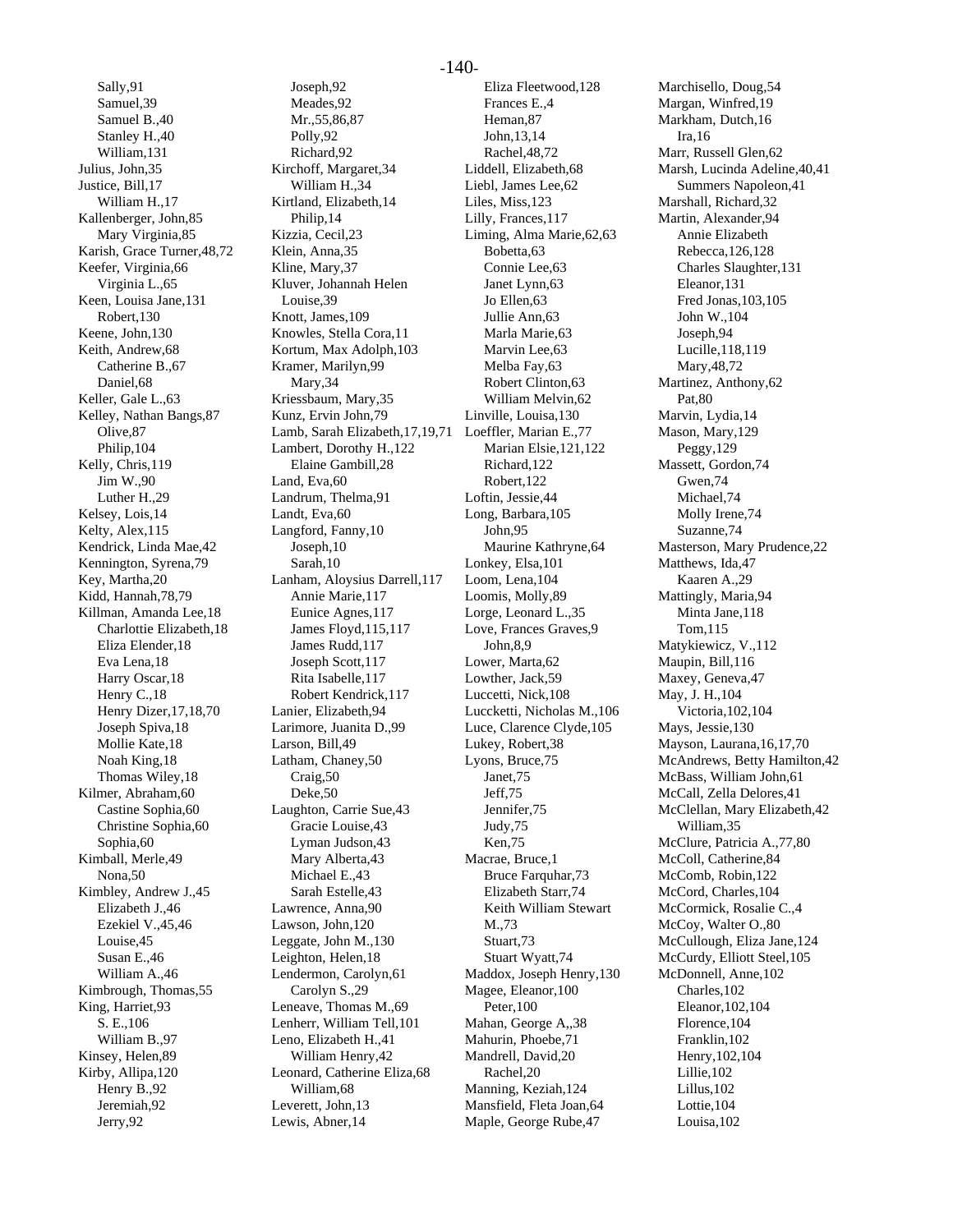Sally,91
Samuel,39
Samuel B.,40
Stanley H.,40
William,131
Julius, John,35
Justice, Bill,17
William H.,17
Kallenberger, John,85
Mary Virginia,85
Karish, Grace Turner,48,72
Keefer, Virginia,66
Virginia L.,65
Keen, Louisa Jane,131
Robert,130
Keene, John,130
Keith, Andrew,68
Catherine B.,67
Daniel,68
Keller, Gale L.,63
Kelley, Nathan Bangs,87
Olive,87
Philip,104
Kelly, Chris,119
Jim W.,90
Luther H.,29
Kelsey, Lois,14
Kelty, Alex,115
Kendrick, Linda Mae,42
Kennington, Syrena,79
Key, Martha,20
Kidd, Hannah,78,79
Killman, Amanda Lee,18
Charlottie Elizabeth,18
Eliza Elender,18
Eva Lena,18
Harry Oscar,18
Henry C.,18
Henry Dizer,17,18,70
Joseph Spiva,18
Mollie Kate,18
Noah King,18
Thomas Wiley,18
Kilmer, Abraham,60
Castine Sophia,60
Christine Sophia,60
Sophia,60
Kimball, Merle,49
Nona,50
Kimbley, Andrew J.,45
Elizabeth J.,46
Ezekiel V.,45,46
Louise,45
Susan E.,46
William A.,46
Kimbrough, Thomas,55
King, Harriet,93
S. E.,106
William B.,97
Kinsey, Helen,89
Kirby, Allipa,120
Henry B.,92
Jeremiah,92
Jerry,92
Joseph,92
Meades,92
Mr.,55,86,87
Polly,92
Richard,92
Kirchoff, Margaret,34
William H.,34
Kirtland, Elizabeth,14
Philip,14
Kizzia, Cecil,23
Klein, Anna,35
Kline, Mary,37
Kluver, Johannah Helen Louise,39
Knott, James,109
Knowles, Stella Cora,11
Kortum, Max Adolph,103
Kramer, Marilyn,99
Mary,34
Kriessbaum, Mary,35
Kunz, Ervin John,79
Lamb, Sarah Elizabeth,17,19,71
Lambert, Dorothy H.,122
Elaine Gambill,28
Land, Eva,60
Landrum, Thelma,91
Landt, Eva,60
Langford, Fanny,10
Joseph,10
Sarah,10
Lanham, Aloysius Darrell,117
Annie Marie,117
Eunice Agnes,117
James Floyd,115,117
James Rudd,117
Joseph Scott,117
Rita Isabelle,117
Robert Kendrick,117
Lanier, Elizabeth,94
Larimore, Juanita D.,99
Larson, Bill,49
Latham, Chaney,50
Craig,50
Deke,50
Laughton, Carrie Sue,43
Gracie Louise,43
Lyman Judson,43
Mary Alberta,43
Michael E.,43
Sarah Estelle,43
Lawrence, Anna,90
Lawson, John,120
Leggate, John M.,130
Leighton, Helen,18
Lendermon, Carolyn,61
Carolyn S.,29
Leneave, Thomas M.,69
Lenherr, William Tell,101
Leno, Elizabeth H.,41
William Henry,42
Leonard, Catherine Eliza,68
William,68
Leverett, John,13
Lewis, Abner,14
Eliza Fleetwood,128
Frances E.,4
Heman,87
John,13,14
Rachel,48,72
Liddell, Elizabeth,68
Liebl, James Lee,62
Liles, Miss,123
Lilly, Frances,117
Liming, Alma Marie,62,63
Bobetta,63
Connie Lee,63
Janet Lynn,63
Jo Ellen,63
Jullie Ann,63
Marla Marie,63
Marvin Lee,63
Melba Fay,63
Robert Clinton,63
William Melvin,62
Linville, Louisa,130
Loeffler, Marian E.,77
Marian Elsie,121,122
Richard,122
Robert,122
Loftin, Jessie,44
Long, Barbara,105
John,95
Maurine Kathryne,64
Lonkey, Elsa,101
Loom, Lena,104
Loomis, Molly,89
Lorge, Leonard L.,35
Love, Frances Graves,9
John,8,9
Lower, Marta,62
Lowther, Jack,59
Luccetti, Nick,108
Luccketti, Nicholas M.,106
Luce, Clarence Clyde,105
Lukey, Robert,38
Lyons, Bruce,75
Janet,75
Jeff,75
Jennifer,75
Judy,75
Ken,75
Macrae, Bruce,1
Bruce Farquhar,73
Elizabeth Starr,74
Keith William Stewart M.,73
Stuart,73
Stuart Wyatt,74
Maddox, Joseph Henry,130
Magee, Eleanor,100
Peter,100
Mahan, George A,,38
Mahurin, Phoebe,71
Mandrell, David,20
Rachel,20
Manning, Keziah,124
Mansfield, Fleta Joan,64
Maple, George Rube,47
Marchisello, Doug,54
Margan, Winfred,19
Markham, Dutch,16
Ira,16
Marr, Russell Glen,62
Marsh, Lucinda Adeline,40,41
Summers Napoleon,41
Marshall, Richard,32
Martin, Alexander,94
Annie Elizabeth Rebecca,126,128
Charles Slaughter,131
Eleanor,131
Fred Jonas,103,105
John W.,104
Joseph,94
Lucille,118,119
Mary,48,72
Martinez, Anthony,62
Pat,80
Marvin, Lydia,14
Mason, Mary,129
Peggy,129
Massett, Gordon,74
Gwen,74
Michael,74
Molly Irene,74
Suzanne,74
Masterson, Mary Prudence,22
Matthews, Ida,47
Kaaren A.,29
Mattingly, Maria,94
Minta Jane,118
Tom,115
Matykiewicz, V.,112
Maupin, Bill,116
Maxey, Geneva,47
May, J. H.,104
Victoria,102,104
Mays, Jessie,130
Mayson, Laurana,16,17,70
McAndrews, Betty Hamilton,42
McBass, William John,61
McCall, Zella Delores,41
McClellan, Mary Elizabeth,42
William,35
McClure, Patricia A.,77,80
McColl, Catherine,84
McComb, Robin,122
McCord, Charles,104
McCormick, Rosalie C.,4
McCoy, Walter O.,80
McCullough, Eliza Jane,124
McCurdy, Elliott Steel,105
McDonnell, Anne,102
Charles,102
Eleanor,102,104
Florence,104
Franklin,102
Henry,102,104
Lillie,102
Lillus,102
Lottie,104
Louisa,102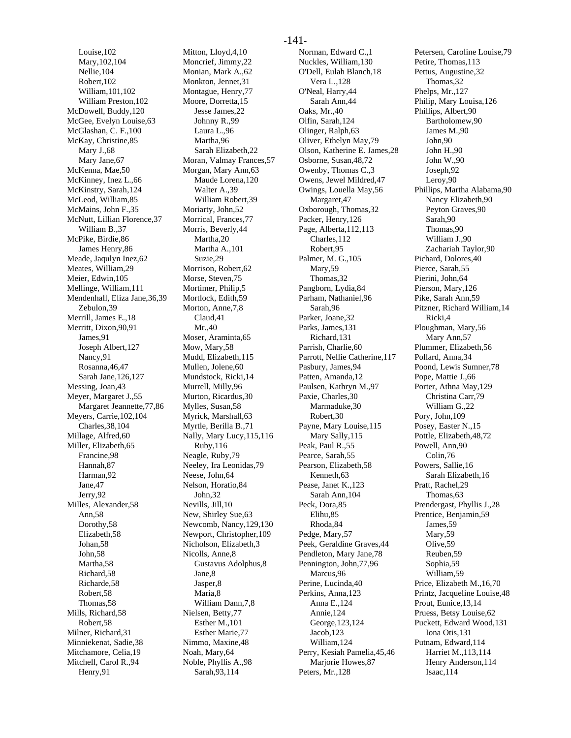Louise,102
Mary,102,104
Nellie,104
Robert,102
William,101,102
William Preston,102
McDowell, Buddy,120
McGee, Evelyn Louise,63
McGlashan, C. F.,100
McKay, Christine,85
Mary J.,68
Mary Jane,67
McKenna, Mae,50
McKinney, Inez L.,66
McKinstry, Sarah,124
McLeod, William,85
McMains, John F.,35
McNutt, Lillian Florence,37
William B.,37
McPike, Birdie,86
James Henry,86
Meade, Jaqulyn Inez,62
Meates, William,29
Meier, Edwin,105
Mellinge, William,111
Mendenhall, Eliza Jane,36,39
Zebulon,39
Merrill, James E.,18
Merritt, Dixon,90,91
James,91
Joseph Albert,127
Nancy,91
Rosanna,46,47
Sarah Jane,126,127
Messing, Joan,43
Meyer, Margaret J.,55
Margaret Jeannette,77,86
Meyers, Carrie,102,104
Charles,38,104
Millage, Alfred,60
Miller, Elizabeth,65
Francine,98
Hannah,87
Harman,92
Jane,47
Jerry,92
Milles, Alexander,58
Ann,58
Dorothy,58
Elizabeth,58
Johan,58
John,58
Martha,58
Richard,58
Richarde,58
Robert,58
Thomas,58
Mills, Richard,58
Robert,58
Milner, Richard,31
Minniekenat, Sadie,38
Mitchamore, Celia,19
Mitchell, Carol R.,94
Henry,91
Mitton, Lloyd,4,10
Moncrief, Jimmy,22
Monian, Mark A.,62
Monkton, Jennet,31
Montague, Henry,77
Moore, Dorretta,15
Jesse James,22
Johnny R.,99
Laura L.,96
Martha,96
Sarah Elizabeth,22
Moran, Valmay Frances,57
Morgan, Mary Ann,63
Maude Lorena,120
Walter A.,39
William Robert,39
Moriarty, John,52
Morrical, Frances,77
Morris, Beverly,44
Martha,20
Martha A.,101
Suzie,29
Morrison, Robert,62
Morse, Steven,75
Mortimer, Philip,5
Mortlock, Edith,59
Morton, Anne,7,8
Claud,41
Mr.,40
Moser, Araminta,65
Mow, Mary,58
Mudd, Elizabeth,115
Mullen, Jolene,60
Mundstock, Ricki,14
Murrell, Milly,96
Murton, Ricardus,30
Mylles, Susan,58
Myrick, Marshall,63
Myrtle, Berilla B.,71
Nally, Mary Lucy,115,116
Ruby,116
Neagle, Ruby,79
Neeley, Ira Leonidas,79
Neese, John,64
Nelson, Horatio,84
John,32
Nevills, Jill,10
New, Shirley Sue,63
Newcomb, Nancy,129,130
Newport, Christopher,109
Nicholson, Elizabeth,3
Nicolls, Anne,8
Gustavus Adolphus,8
Jane,8
Jasper,8
Maria,8
William Dann,7,8
Nielsen, Betty,77
Esther M.,101
Esther Marie,77
Nimmo, Maxine,48
Noah, Mary,64
Noble, Phyllis A.,98
Sarah,93,114
Norman, Edward C.,1
Nuckles, William,130
O'Dell, Eulah Blanch,18
Vera L.,128
O'Neal, Harry,44
Sarah Ann,44
Oaks, Mr.,40
Olfin, Sarah,124
Olinger, Ralph,63
Oliver, Ethelyn May,79
Olson, Katherine E. James,28
Osborne, Susan,48,72
Owenby, Thomas C.,3
Owens, Jewel Mildred,47
Owings, Louella May,56
Margaret,47
Oxborough, Thomas,32
Packer, Henry,126
Page, Alberta,112,113
Charles,112
Robert,95
Palmer, M. G.,105
Mary,59
Thomas,32
Pangborn, Lydia,84
Parham, Nathaniel,96
Sarah,96
Parker, Joane,32
Parks, James,131
Richard,131
Parrish, Charlie,60
Parrott, Nellie Catherine,117
Pasbury, James,94
Patten, Amanda,12
Paulsen, Kathryn M.,97
Paxie, Charles,30
Marmaduke,30
Robert,30
Payne, Mary Louise,115
Mary Sally,115
Peak, Paul R.,55
Pearce, Sarah,55
Pearson, Elizabeth,58
Kenneth,63
Pease, Janet K.,123
Sarah Ann,104
Peck, Dora,85
Elihu,85
Rhoda,84
Pedge, Mary,57
Peek, Geraldine Graves,44
Pendleton, Mary Jane,78
Pennington, John,77,96
Marcus,96
Perine, Lucinda,40
Perkins, Anna,123
Anna E.,124
Annie,124
George,123,124
Jacob,123
William,124
Perry, Kesiah Pamelia,45,46
Marjorie Howes,87
Peters, Mr.,128
Petersen, Caroline Louise,79
Petire, Thomas,113
Pettus, Augustine,32
Thomas,32
Phelps, Mr.,127
Philip, Mary Louisa,126
Phillips, Albert,90
Bartholomew,90
James M.,90
John,90
John H.,90
John W.,90
Joseph,92
Leroy,90
Phillips, Martha Alabama,90
Nancy Elizabeth,90
Peyton Graves,90
Sarah,90
Thomas,90
William J.,90
Zachariah Taylor,90
Pichard, Dolores,40
Pierce, Sarah,55
Pierini, John,64
Pierson, Mary,126
Pike, Sarah Ann,59
Pitzner, Richard William,14
Ricki,4
Ploughman, Mary,56
Mary Ann,57
Plummer, Elizabeth,56
Pollard, Anna,34
Poond, Lewis Sumner,78
Pope, Mattie J.,66
Porter, Athna May,129
Christina Carr,79
William G.,22
Pory, John,109
Posey, Easter N.,15
Pottle, Elizabeth,48,72
Powell, Ann,90
Colin,76
Powers, Sallie,16
Sarah Elizabeth,16
Pratt, Rachel,29
Thomas,63
Prendergast, Phyllis J.,28
Prentice, Benjamin,59
James,59
Mary,59
Olive,59
Reuben,59
Sophia,59
William,59
Price, Elizabeth M.,16,70
Printz, Jacqueline Louise,48
Prout, Eunice,13,14
Pruess, Betsy Louise,62
Puckett, Edward Wood,131
Iona Otis,131
Putnam, Edward,114
Harriet M.,113,114
Henry Anderson,114
Isaac,114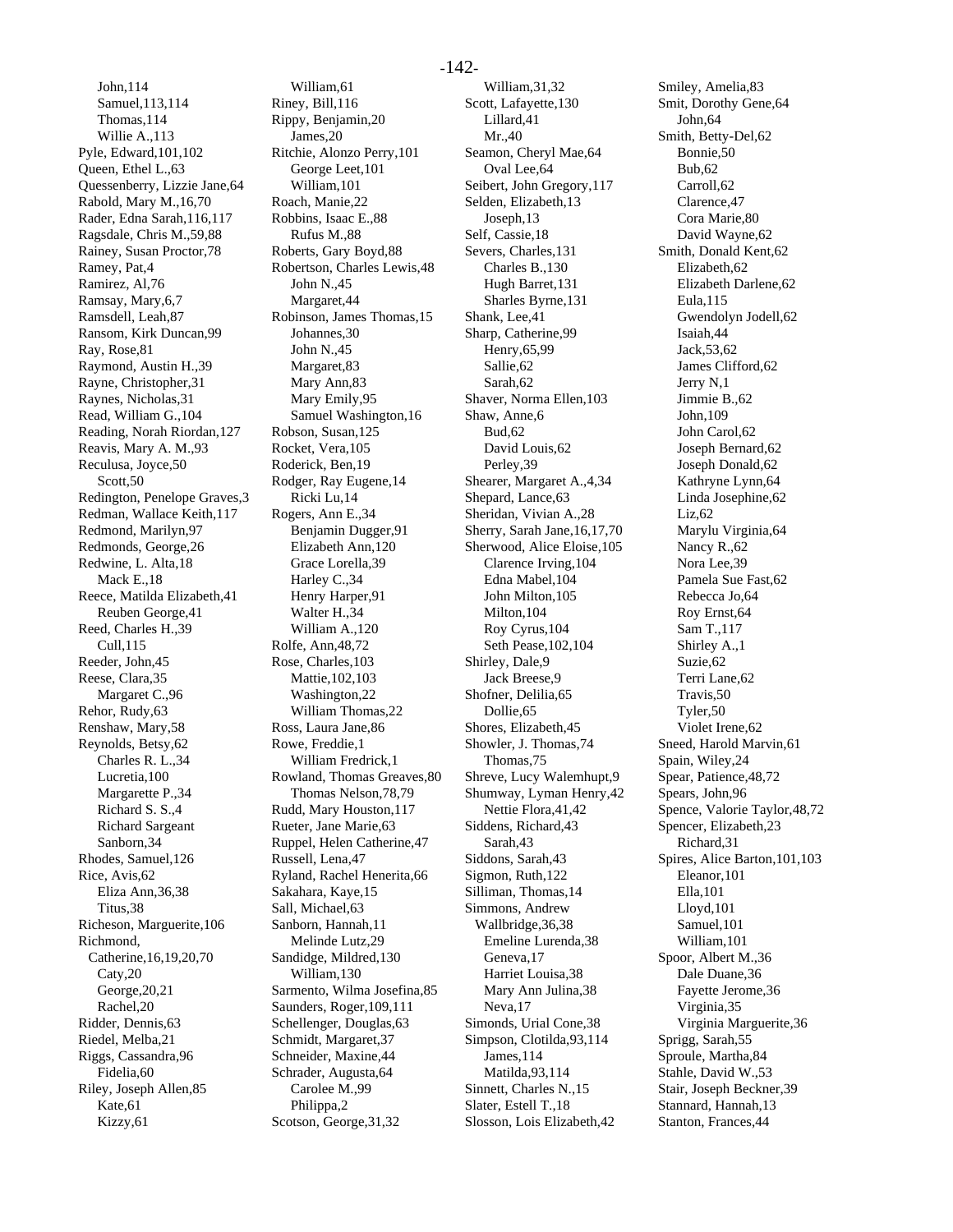John,114
Samuel,113,114
Thomas,114
Willie A.,113
Pyle, Edward,101,102
Queen, Ethel L.,63
Quessenberry, Lizzie Jane,64
Rabold, Mary M.,16,70
Rader, Edna Sarah,116,117
Ragsdale, Chris M.,59,88
Rainey, Susan Proctor,78
Ramey, Pat,4
Ramirez, Al,76
Ramsay, Mary,6,7
Ramsdell, Leah,87
Ransom, Kirk Duncan,99
Ray, Rose,81
Raymond, Austin H.,39
Rayne, Christopher,31
Raynes, Nicholas,31
Read, William G.,104
Reading, Norah Riordan,127
Reavis, Mary A. M.,93
Reculusa, Joyce,50
Scott,50
Redington, Penelope Graves,3
Redman, Wallace Keith,117
Redmond, Marilyn,97
Redmonds, George,26
Redwine, L. Alta,18
Mack E.,18
Reece, Matilda Elizabeth,41
Reuben George,41
Reed, Charles H.,39
Cull,115
Reeder, John,45
Reese, Clara,35
Margaret C.,96
Rehor, Rudy,63
Renshaw, Mary,58
Reynolds, Betsy,62
Charles R. L.,34
Lucretia,100
Margarette P.,34
Richard S. S.,4
Richard Sargeant Sanborn,34
Rhodes, Samuel,126
Rice, Avis,62
Eliza Ann,36,38
Titus,38
Richeson, Marguerite,106
Richmond, Catherine,16,19,20,70
Caty,20
George,20,21
Rachel,20
Ridder, Dennis,63
Riedel, Melba,21
Riggs, Cassandra,96
Fidelia,60
Riley, Joseph Allen,85
Kate,61
Kizzy,61
William,61
Riney, Bill,116
Rippy, Benjamin,20
James,20
Ritchie, Alonzo Perry,101
George Leet,101
William,101
Roach, Manie,22
Robbins, Isaac E.,88
Rufus M.,88
Roberts, Gary Boyd,88
Robertson, Charles Lewis,48
John N.,45
Margaret,44
Robinson, James Thomas,15
Johannes,30
John N.,45
Margaret,83
Mary Ann,83
Mary Emily,95
Samuel Washington,16
Robson, Susan,125
Rocket, Vera,105
Roderick, Ben,19
Rodger, Ray Eugene,14
Ricki Lu,14
Rogers, Ann E.,34
Benjamin Dugger,91
Elizabeth Ann,120
Grace Lorella,39
Harley C.,34
Henry Harper,91
Walter H.,34
William A.,120
Rolfe, Ann,48,72
Rose, Charles,103
Mattie,102,103
Washington,22
William Thomas,22
Ross, Laura Jane,86
Rowe, Freddie,1
William Fredrick,1
Rowland, Thomas Greaves,80
Thomas Nelson,78,79
Rudd, Mary Houston,117
Rueter, Jane Marie,63
Ruppel, Helen Catherine,47
Russell, Lena,47
Ryland, Rachel Henerita,66
Sakahara, Kaye,15
Sall, Michael,63
Sanborn, Hannah,11
Melinde Lutz,29
Sandidge, Mildred,130
William,130
Sarmento, Wilma Josefina,85
Saunders, Roger,109,111
Schellenger, Douglas,63
Schmidt, Margaret,37
Schneider, Maxine,44
Schrader, Augusta,64
Carolee M.,99
Philippa,2
Scotson, George,31,32
William,31,32
Scott, Lafayette,130
Lillard,41
Mr.,40
Seamon, Cheryl Mae,64
Oval Lee,64
Seibert, John Gregory,117
Selden, Elizabeth,13
Joseph,13
Self, Cassie,18
Severs, Charles,131
Charles B.,130
Hugh Barret,131
Sharles Byrne,131
Shank, Lee,41
Sharp, Catherine,99
Henry,65,99
Sallie,62
Sarah,62
Shaver, Norma Ellen,103
Shaw, Anne,6
Bud,62
David Louis,62
Perley,39
Shearer, Margaret A.,4,34
Shepard, Lance,63
Sheridan, Vivian A.,28
Sherry, Sarah Jane,16,17,70
Sherwood, Alice Eloise,105
Clarence Irving,104
Edna Mabel,104
John Milton,105
Milton,104
Roy Cyrus,104
Seth Pease,102,104
Shirley, Dale,9
Jack Breese,9
Shofner, Delilia,65
Dollie,65
Shores, Elizabeth,45
Showler, J. Thomas,74
Thomas,75
Shreve, Lucy Walemhupt,9
Shumway, Lyman Henry,42
Nettie Flora,41,42
Siddens, Richard,43
Sarah,43
Siddons, Sarah,43
Sigmon, Ruth,122
Silliman, Thomas,14
Simmons, Andrew Wallbridge,36,38
Emeline Lurenda,38
Geneva,17
Harriet Louisa,38
Mary Ann Julina,38
Neva,17
Simonds, Urial Cone,38
Simpson, Clotilda,93,114
James,114
Matilda,93,114
Sinnett, Charles N.,15
Slater, Estell T.,18
Slosson, Lois Elizabeth,42
Smiley, Amelia,83
Smit, Dorothy Gene,64
John,64
Smith, Betty-Del,62
Bonnie,50
Bub,62
Carroll,62
Clarence,47
Cora Marie,80
David Wayne,62
Smith, Donald Kent,62
Elizabeth,62
Elizabeth Darlene,62
Eula,115
Gwendolyn Jodell,62
Isaiah,44
Jack,53,62
James Clifford,62
Jerry N,1
Jimmie B.,62
John,109
John Carol,62
Joseph Bernard,62
Joseph Donald,62
Kathryne Lynn,64
Linda Josephine,62
Liz,62
Marylu Virginia,64
Nancy R.,62
Nora Lee,39
Pamela Sue Fast,62
Rebecca Jo,64
Roy Ernst,64
Sam T.,117
Shirley A.,1
Suzie,62
Terri Lane,62
Travis,50
Tyler,50
Violet Irene,62
Sneed, Harold Marvin,61
Spain, Wiley,24
Spear, Patience,48,72
Spears, John,96
Spence, Valorie Taylor,48,72
Spencer, Elizabeth,23
Richard,31
Spires, Alice Barton,101,103
Eleanor,101
Ella,101
Lloyd,101
Samuel,101
William,101
Spoor, Albert M.,36
Dale Duane,36
Fayette Jerome,36
Virginia,35
Virginia Marguerite,36
Sprigg, Sarah,55
Sproule, Martha,84
Stahle, David W.,53
Stair, Joseph Beckner,39
Stannard, Hannah,13
Stanton, Frances,44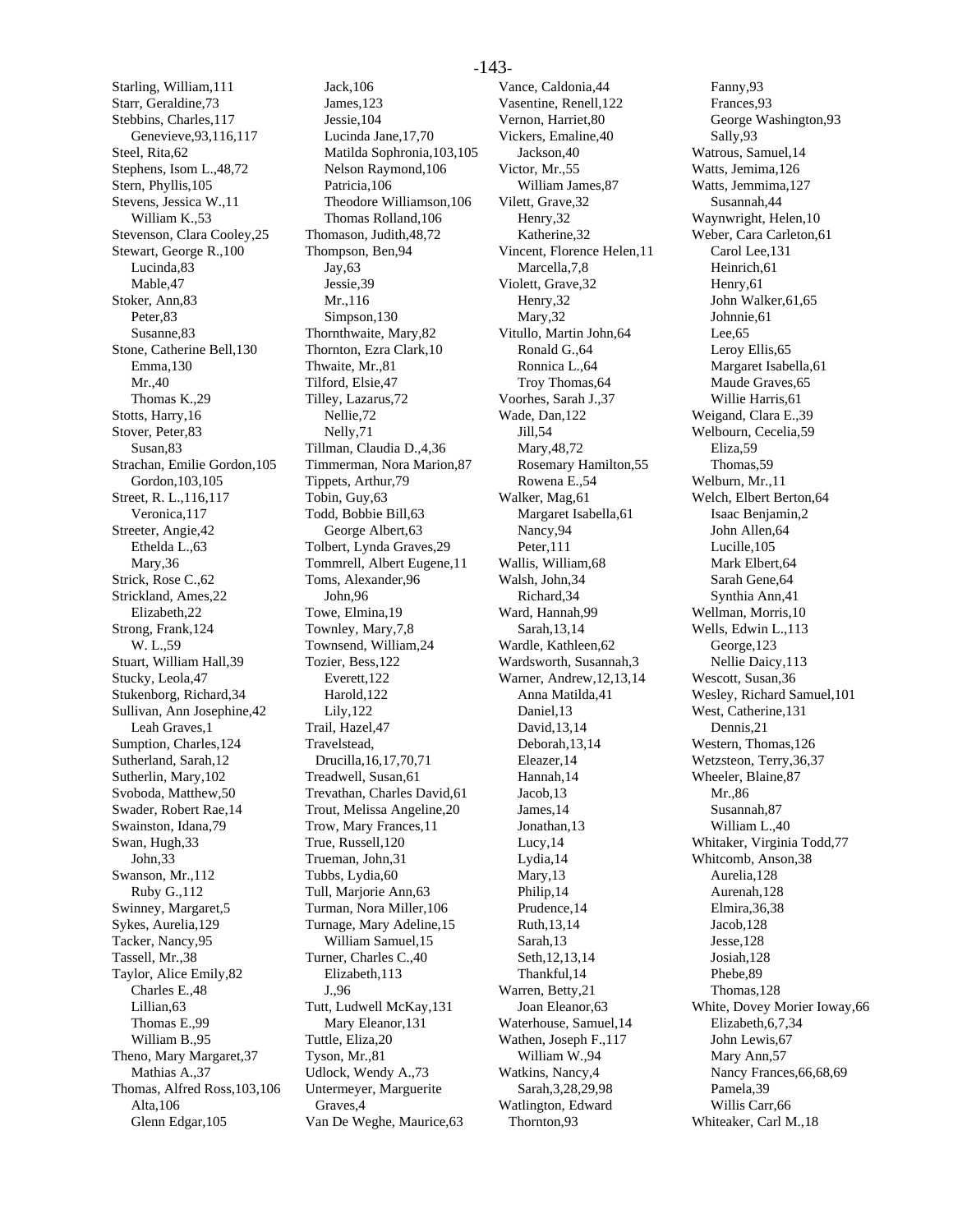Starling, William,111
Starr, Geraldine,73
Stebbins, Charles,117
  Genevieve,93,116,117
Steel, Rita,62
Stephens, Isom L.,48,72
Stern, Phyllis,105
Stevens, Jessica W.,11
  William K.,53
Stevenson, Clara Cooley,25
Stewart, George R.,100
  Lucinda,83
  Mable,47
Stoker, Ann,83
  Peter,83
  Susanne,83
Stone, Catherine Bell,130
  Emma,130
  Mr.,40
  Thomas K.,29
Stotts, Harry,16
Stover, Peter,83
  Susan,83
Strachan, Emilie Gordon,105
  Gordon,103,105
Street, R. L.,116,117
  Veronica,117
Streeter, Angie,42
  Ethelda L.,63
  Mary,36
Strick, Rose C.,62
Strickland, Ames,22
  Elizabeth,22
Strong, Frank,124
  W. L.,59
Stuart, William Hall,39
Stucky, Leola,47
Stukenborg, Richard,34
Sullivan, Ann Josephine,42
  Leah Graves,1
Sumption, Charles,124
Sutherland, Sarah,12
Sutherlin, Mary,102
Svoboda, Matthew,50
Swader, Robert Rae,14
Swainston, Idana,79
Swan, Hugh,33
  John,33
Swanson, Mr.,112
  Ruby G.,112
Swinney, Margaret,5
Sykes, Aurelia,129
Tacker, Nancy,95
Tassell, Mr.,38
Taylor, Alice Emily,82
  Charles E.,48
  Lillian,63
  Thomas E.,99
  William B.,95
Theno, Mary Margaret,37
  Mathias A.,37
Thomas, Alfred Ross,103,106
  Alta,106
  Glenn Edgar,105
  Jack,106
  James,123
  Jessie,104
  Lucinda Jane,17,70
  Matilda Sophronia,103,105
  Nelson Raymond,106
  Patricia,106
  Theodore Williamson,106
  Thomas Rolland,106
Thomason, Judith,48,72
Thompson, Ben,94
  Jay,63
  Jessie,39
  Mr.,116
  Simpson,130
Thornthwaite, Mary,82
Thornton, Ezra Clark,10
Thwaite, Mr.,81
Tilford, Elsie,47
Tilley, Lazarus,72
  Nellie,72
  Nelly,71
Tillman, Claudia D.,4,36
Timmerman, Nora Marion,87
Tippets, Arthur,79
Tobin, Guy,63
Todd, Bobbie Bill,63
  George Albert,63
Tolbert, Lynda Graves,29
Tommrell, Albert Eugene,11
Toms, Alexander,96
  John,96
Towe, Elmina,19
Townley, Mary,7,8
Townsend, William,24
Tozier, Bess,122
  Everett,122
  Harold,122
  Lily,122
Trail, Hazel,47
Travelstead,
  Drucilla,16,17,70,71
Treadwell, Susan,61
Trevathan, Charles David,61
Trout, Melissa Angeline,20
Trow, Mary Frances,11
True, Russell,120
Trueman, John,31
Tubbs, Lydia,60
Tull, Marjorie Ann,63
Turman, Nora Miller,106
Turnage, Mary Adeline,15
  William Samuel,15
Turner, Charles C.,40
  Elizabeth,113
  J.,96
Tutt, Ludwell McKay,131
  Mary Eleanor,131
Tuttle, Eliza,20
Tyson, Mr.,81
Udlock, Wendy A.,73
Untermeyer, Marguerite
  Graves,4
Van De Weghe, Maurice,63
Vance, Caldonia,44
Vasentine, Renell,122
Vernon, Harriet,80
Vickers, Emaline,40
  Jackson,40
Victor, Mr.,55
  William James,87
Vilett, Grave,32
  Henry,32
  Katherine,32
Vincent, Florence Helen,11
  Marcella,7,8
Violett, Grave,32
  Henry,32
  Mary,32
Vitullo, Martin John,64
  Ronald G.,64
  Ronnica L.,64
  Troy Thomas,64
Voorhes, Sarah J.,37
Wade, Dan,122
  Jill,54
  Mary,48,72
  Rosemary Hamilton,55
  Rowena E.,54
Walker, Mag,61
  Margaret Isabella,61
  Nancy,94
  Peter,111
Wallis, William,68
Walsh, John,34
  Richard,34
Ward, Hannah,99
  Sarah,13,14
Wardle, Kathleen,62
Wardsworth, Susannah,3
Warner, Andrew,12,13,14
  Anna Matilda,41
  Daniel,13
  David,13,14
  Deborah,13,14
  Eleazer,14
  Hannah,14
  Jacob,13
  James,14
  Jonathan,13
  Lucy,14
  Lydia,14
  Mary,13
  Philip,14
  Prudence,14
  Ruth,13,14
  Sarah,13
  Seth,12,13,14
  Thankful,14
Warren, Betty,21
  Joan Eleanor,63
Waterhouse, Samuel,14
Wathen, Joseph F.,117
  William W.,94
Watkins, Nancy,4
  Sarah,3,28,29,98
Watlington, Edward
  Thornton,93
  Fanny,93
  Frances,93
  George Washington,93
  Sally,93
Watrous, Samuel,14
Watts, Jemima,126
Watts, Jemmima,127
  Susannah,44
Waynwright, Helen,10
Weber, Cara Carleton,61
  Carol Lee,131
  Heinrich,61
  Henry,61
  John Walker,61,65
  Johnnie,61
  Lee,65
  Leroy Ellis,65
  Margaret Isabella,61
  Maude Graves,65
  Willie Harris,61
Weigand, Clara E.,39
Welbourn, Cecelia,59
  Eliza,59
  Thomas,59
Welburn, Mr.,11
Welch, Elbert Berton,64
  Isaac Benjamin,2
  John Allen,64
  Lucille,105
  Mark Elbert,64
  Sarah Gene,64
  Synthia Ann,41
Wellman, Morris,10
Wells, Edwin L.,113
  George,123
  Nellie Daicy,113
Wescott, Susan,36
Wesley, Richard Samuel,101
West, Catherine,131
  Dennis,21
Western, Thomas,126
Wetzsteon, Terry,36,37
Wheeler, Blaine,87
  Mr.,86
  Susannah,87
  William L.,40
Whitaker, Virginia Todd,77
Whitcomb, Anson,38
  Aurelia,128
  Aurenah,128
  Elmira,36,38
  Jacob,128
  Jesse,128
  Josiah,128
  Phebe,89
  Thomas,128
White, Dovey Morier Ioway,66
  Elizabeth,6,7,34
  John Lewis,67
  Mary Ann,57
  Nancy Frances,66,68,69
  Pamela,39
  Willis Carr,66
Whiteaker, Carl M.,18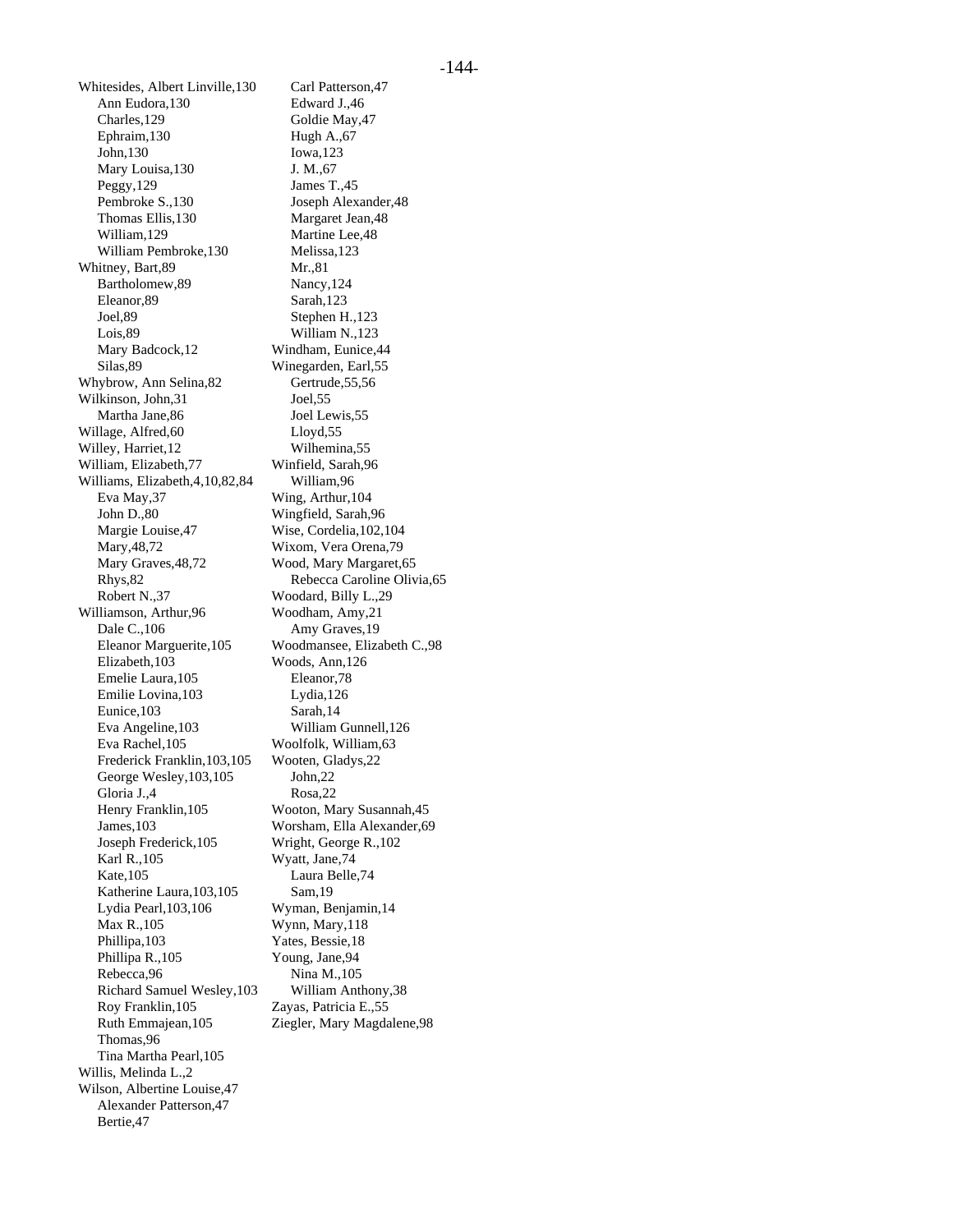Whitesides, Albert Linville,130
  Ann Eudora,130
  Charles,129
  Ephraim,130
  John,130
  Mary Louisa,130
  Peggy,129
  Pembroke S.,130
  Thomas Ellis,130
  William,129
  William Pembroke,130
Whitney, Bart,89
  Bartholomew,89
  Eleanor,89
  Joel,89
  Lois,89
  Mary Badcock,12
  Silas,89
Whybrow, Ann Selina,82
Wilkinson, John,31
  Martha Jane,86
Willage, Alfred,60
Willey, Harriet,12
William, Elizabeth,77
Williams, Elizabeth,4,10,82,84
  Eva May,37
  John D.,80
  Margie Louise,47
  Mary,48,72
  Mary Graves,48,72
  Rhys,82
  Robert N.,37
Williamson, Arthur,96
  Dale C.,106
  Eleanor Marguerite,105
  Elizabeth,103
  Emelie Laura,105
  Emilie Lovina,103
  Eunice,103
  Eva Angeline,103
  Eva Rachel,105
  Frederick Franklin,103,105
  George Wesley,103,105
  Gloria J.,4
  Henry Franklin,105
  James,103
  Joseph Frederick,105
  Karl R.,105
  Kate,105
  Katherine Laura,103,105
  Lydia Pearl,103,106
  Max R.,105
  Phillipa,103
  Phillipa R.,105
  Rebecca,96
  Richard Samuel Wesley,103
  Roy Franklin,105
  Ruth Emmajean,105
  Thomas,96
  Tina Martha Pearl,105
Willis, Melinda L.,2
Wilson, Albertine Louise,47
  Alexander Patterson,47
  Bertie,47
  Carl Patterson,47
  Edward J.,46
  Goldie May,47
  Hugh A.,67
  Iowa,123
  J. M.,67
  James T.,45
  Joseph Alexander,48
  Margaret Jean,48
  Martine Lee,48
  Melissa,123
  Mr.,81
  Nancy,124
  Sarah,123
  Stephen H.,123
  William N.,123
Windham, Eunice,44
Winegarden, Earl,55
  Gertrude,55,56
  Joel,55
  Joel Lewis,55
  Lloyd,55
  Wilhemina,55
Winfield, Sarah,96
  William,96
Wing, Arthur,104
Wingfield, Sarah,96
Wise, Cordelia,102,104
Wixom, Vera Orena,79
Wood, Mary Margaret,65
  Rebecca Caroline Olivia,65
Woodard, Billy L.,29
Woodham, Amy,21
  Amy Graves,19
Woodmansee, Elizabeth C.,98
Woods, Ann,126
  Eleanor,78
  Lydia,126
  Sarah,14
  William Gunnell,126
Woolfolk, William,63
Wooten, Gladys,22
  John,22
  Rosa,22
Wooton, Mary Susannah,45
Worsham, Ella Alexander,69
Wright, George R.,102
Wyatt, Jane,74
  Laura Belle,74
  Sam,19
Wyman, Benjamin,14
Wynn, Mary,118
Yates, Bessie,18
Young, Jane,94
  Nina M.,105
  William Anthony,38
Zayas, Patricia E.,55
Ziegler, Mary Magdalene,98